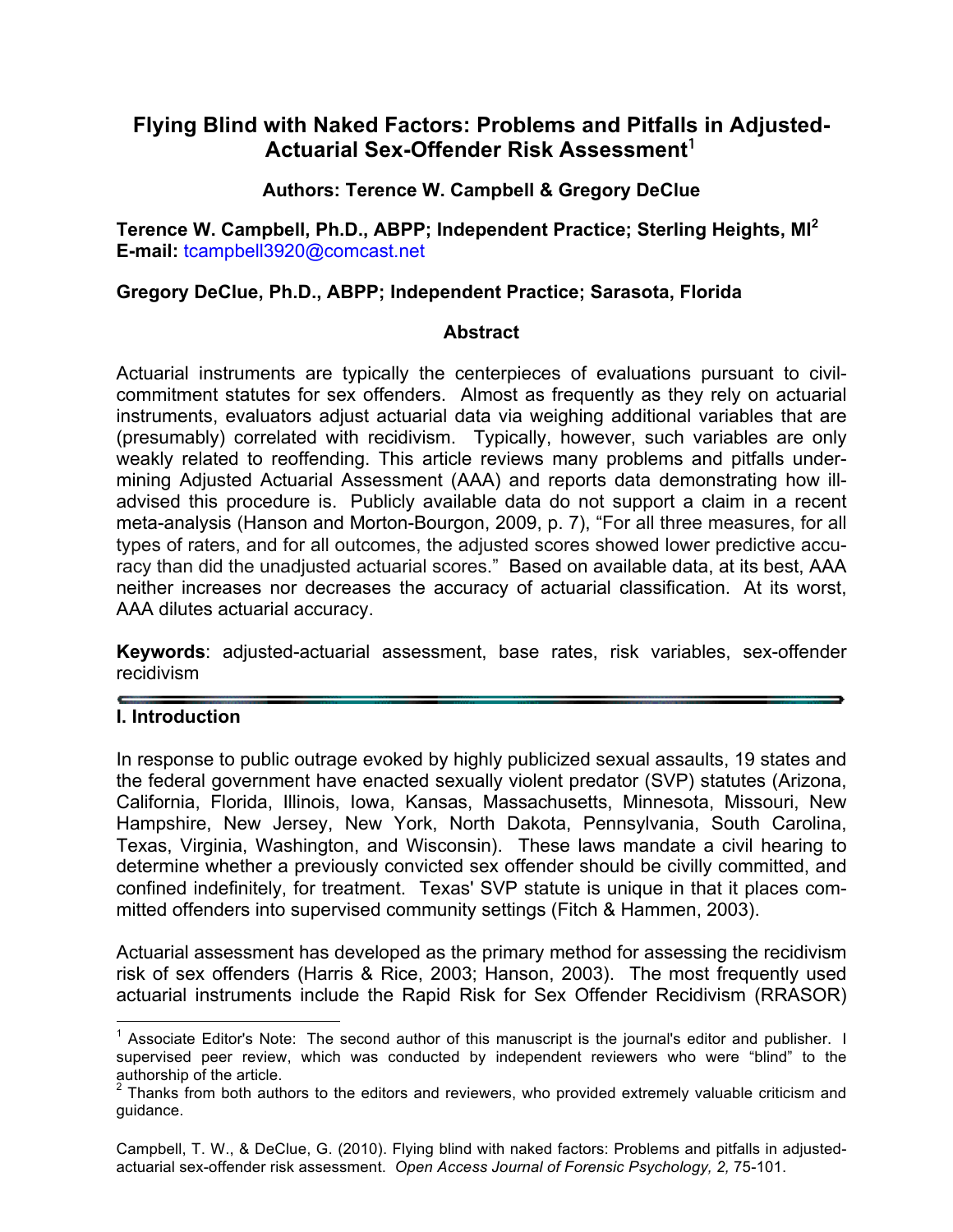# Flying Blind with Naked Factors: Problems and Pitfalls in Adjusted-Actuarial Sex-Offender Risk Assessment[1]

**Authors: Terence W. Campbell & Gregory DeClue**

**Terence W. Campbell, Ph.D., ABPP; Independent Practice; Sterling Heights, MI[2]**
**E-mail:** tcampbell3920@comcast.net

**Gregory DeClue, Ph.D., ABPP; Independent Practice; Sarasota, Florida**

## Abstract

Actuarial instruments are typically the centerpieces of evaluations pursuant to civil-commitment statutes for sex offenders. Almost as frequently as they rely on actuarial instruments, evaluators adjust actuarial data via weighing additional variables that are (presumably) correlated with recidivism. Typically, however, such variables are only weakly related to reoffending. This article reviews many problems and pitfalls undermining Adjusted Actuarial Assessment (AAA) and reports data demonstrating how ill-advised this procedure is. Publicly available data do not support a claim in a recent meta-analysis (Hanson and Morton-Bourgon, 2009, p. 7), "For all three measures, for all types of raters, and for all outcomes, the adjusted scores showed lower predictive accuracy than did the unadjusted actuarial scores." Based on available data, at its best, AAA neither increases nor decreases the accuracy of actuarial classification. At its worst, AAA dilutes actuarial accuracy.

**Keywords**: adjusted-actuarial assessment, base rates, risk variables, sex-offender recidivism

## I. Introduction

In response to public outrage evoked by highly publicized sexual assaults, 19 states and the federal government have enacted sexually violent predator (SVP) statutes (Arizona, California, Florida, Illinois, Iowa, Kansas, Massachusetts, Minnesota, Missouri, New Hampshire, New Jersey, New York, North Dakota, Pennsylvania, South Carolina, Texas, Virginia, Washington, and Wisconsin). These laws mandate a civil hearing to determine whether a previously convicted sex offender should be civilly committed, and confined indefinitely, for treatment. Texas' SVP statute is unique in that it places committed offenders into supervised community settings (Fitch & Hammen, 2003).

Actuarial assessment has developed as the primary method for assessing the recidivism risk of sex offenders (Harris & Rice, 2003; Hanson, 2003). The most frequently used actuarial instruments include the Rapid Risk for Sex Offender Recidivism (RRASOR)

---

[1] Associate Editor's Note: The second author of this manuscript is the journal's editor and publisher. I supervised peer review, which was conducted by independent reviewers who were "blind" to the authorship of the article.

[2] Thanks from both authors to the editors and reviewers, who provided extremely valuable criticism and guidance.

Campbell, T. W., & DeClue, G. (2010). Flying blind with naked factors: Problems and pitfalls in adjusted-actuarial sex-offender risk assessment. *Open Access Journal of Forensic Psychology, 2,* 75-101.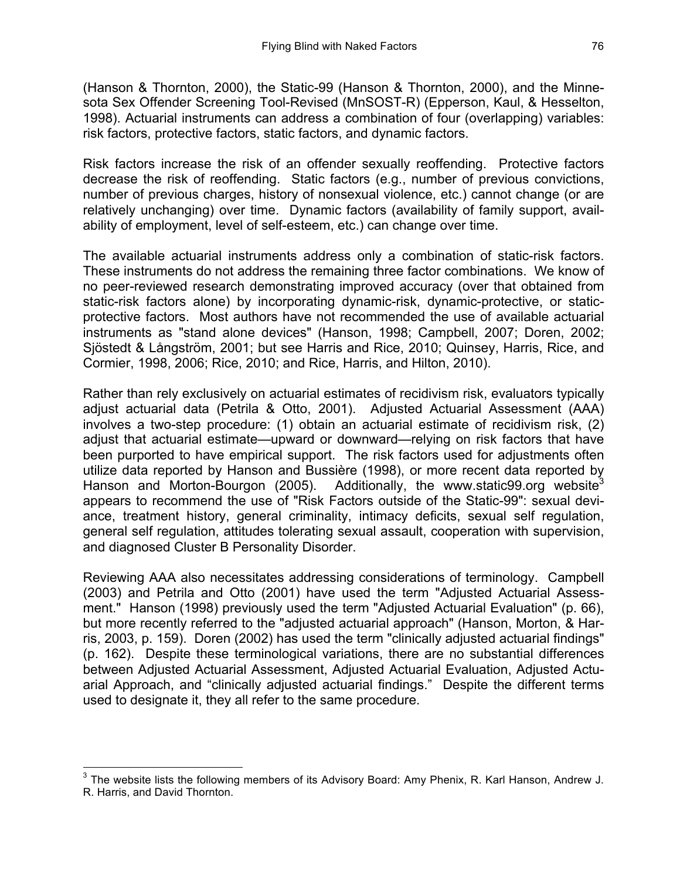(Hanson & Thornton, 2000), the Static-99 (Hanson & Thornton, 2000), and the Minnesota Sex Offender Screening Tool-Revised (MnSOST-R) (Epperson, Kaul, & Hesselton, 1998). Actuarial instruments can address a combination of four (overlapping) variables: risk factors, protective factors, static factors, and dynamic factors.

Risk factors increase the risk of an offender sexually reoffending. Protective factors decrease the risk of reoffending. Static factors (e.g., number of previous convictions, number of previous charges, history of nonsexual violence, etc.) cannot change (or are relatively unchanging) over time. Dynamic factors (availability of family support, availability of employment, level of self-esteem, etc.) can change over time.

The available actuarial instruments address only a combination of static-risk factors. These instruments do not address the remaining three factor combinations. We know of no peer-reviewed research demonstrating improved accuracy (over that obtained from static-risk factors alone) by incorporating dynamic-risk, dynamic-protective, or static-protective factors. Most authors have not recommended the use of available actuarial instruments as "stand alone devices" (Hanson, 1998; Campbell, 2007; Doren, 2002; Sjöstedt & Långström, 2001; but see Harris and Rice, 2010; Quinsey, Harris, Rice, and Cormier, 1998, 2006; Rice, 2010; and Rice, Harris, and Hilton, 2010).

Rather than rely exclusively on actuarial estimates of recidivism risk, evaluators typically adjust actuarial data (Petrila & Otto, 2001). Adjusted Actuarial Assessment (AAA) involves a two-step procedure: (1) obtain an actuarial estimate of recidivism risk, (2) adjust that actuarial estimate—upward or downward—relying on risk factors that have been purported to have empirical support. The risk factors used for adjustments often utilize data reported by Hanson and Bussière (1998), or more recent data reported by Hanson and Morton-Bourgon (2005). Additionally, the www.static99.org website[3] appears to recommend the use of "Risk Factors outside of the Static-99": sexual deviance, treatment history, general criminality, intimacy deficits, sexual self regulation, general self regulation, attitudes tolerating sexual assault, cooperation with supervision, and diagnosed Cluster B Personality Disorder.

Reviewing AAA also necessitates addressing considerations of terminology. Campbell (2003) and Petrila and Otto (2001) have used the term "Adjusted Actuarial Assessment." Hanson (1998) previously used the term "Adjusted Actuarial Evaluation" (p. 66), but more recently referred to the "adjusted actuarial approach" (Hanson, Morton, & Harris, 2003, p. 159). Doren (2002) has used the term "clinically adjusted actuarial findings" (p. 162). Despite these terminological variations, there are no substantial differences between Adjusted Actuarial Assessment, Adjusted Actuarial Evaluation, Adjusted Actuarial Approach, and "clinically adjusted actuarial findings." Despite the different terms used to designate it, they all refer to the same procedure.

[3] The website lists the following members of its Advisory Board: Amy Phenix, R. Karl Hanson, Andrew J. R. Harris, and David Thornton.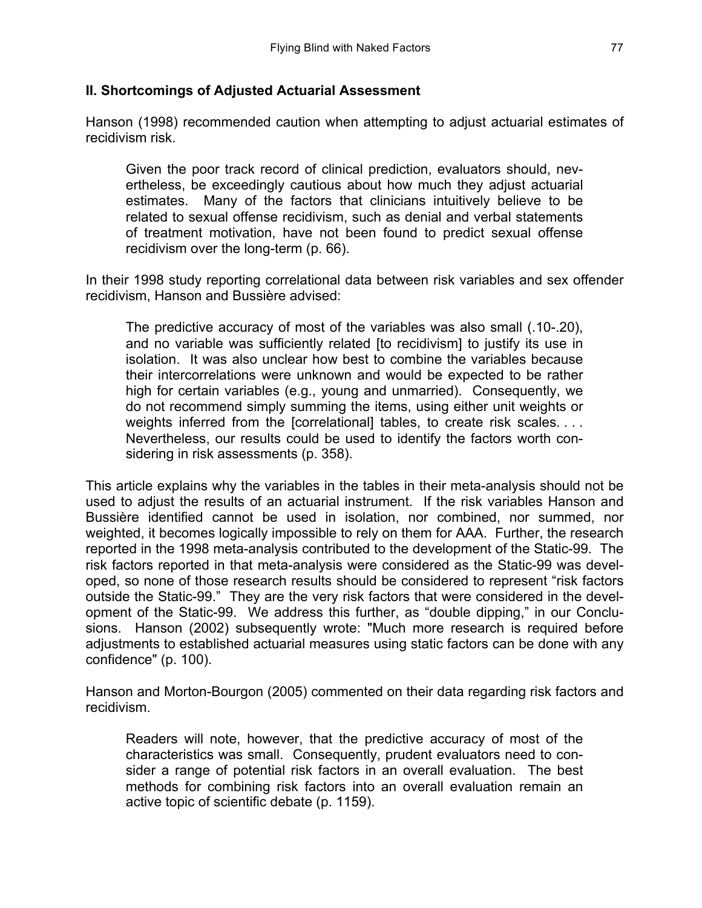## II. Shortcomings of Adjusted Actuarial Assessment

Hanson (1998) recommended caution when attempting to adjust actuarial estimates of recidivism risk.

> Given the poor track record of clinical prediction, evaluators should, nevertheless, be exceedingly cautious about how much they adjust actuarial estimates. Many of the factors that clinicians intuitively believe to be related to sexual offense recidivism, such as denial and verbal statements of treatment motivation, have not been found to predict sexual offense recidivism over the long-term (p. 66).

In their 1998 study reporting correlational data between risk variables and sex offender recidivism, Hanson and Bussière advised:

> The predictive accuracy of most of the variables was also small (.10-.20), and no variable was sufficiently related [to recidivism] to justify its use in isolation. It was also unclear how best to combine the variables because their intercorrelations were unknown and would be expected to be rather high for certain variables (e.g., young and unmarried). Consequently, we do not recommend simply summing the items, using either unit weights or weights inferred from the [correlational] tables, to create risk scales. . . . Nevertheless, our results could be used to identify the factors worth considering in risk assessments (p. 358).

This article explains why the variables in the tables in their meta-analysis should not be used to adjust the results of an actuarial instrument. If the risk variables Hanson and Bussière identified cannot be used in isolation, nor combined, nor summed, nor weighted, it becomes logically impossible to rely on them for AAA. Further, the research reported in the 1998 meta-analysis contributed to the development of the Static-99. The risk factors reported in that meta-analysis were considered as the Static-99 was developed, so none of those research results should be considered to represent "risk factors outside the Static-99." They are the very risk factors that were considered in the development of the Static-99. We address this further, as "double dipping," in our Conclusions. Hanson (2002) subsequently wrote: "Much more research is required before adjustments to established actuarial measures using static factors can be done with any confidence" (p. 100).

Hanson and Morton-Bourgon (2005) commented on their data regarding risk factors and recidivism.

> Readers will note, however, that the predictive accuracy of most of the characteristics was small. Consequently, prudent evaluators need to consider a range of potential risk factors in an overall evaluation. The best methods for combining risk factors into an overall evaluation remain an active topic of scientific debate (p. 1159).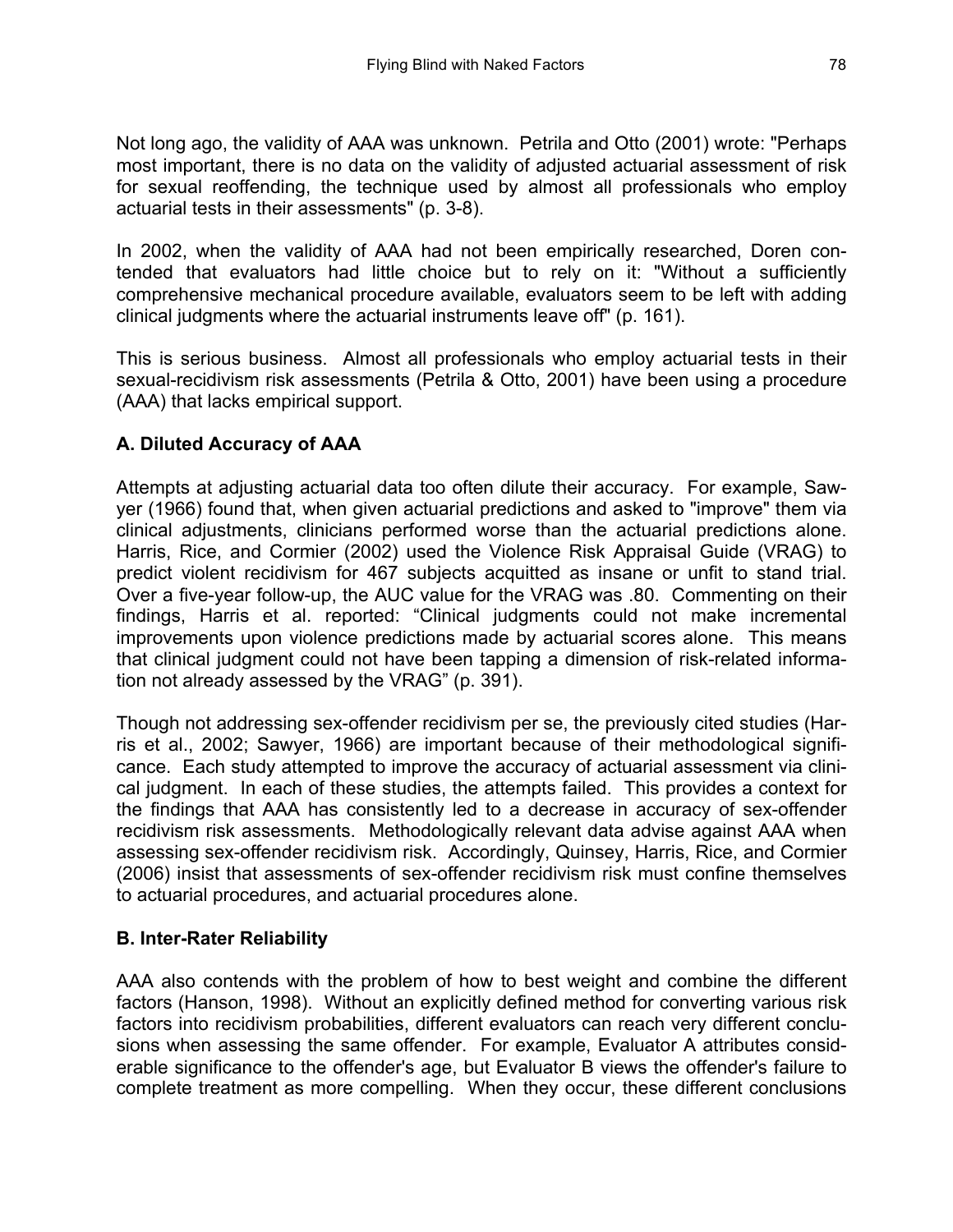Not long ago, the validity of AAA was unknown. Petrila and Otto (2001) wrote: "Perhaps most important, there is no data on the validity of adjusted actuarial assessment of risk for sexual reoffending, the technique used by almost all professionals who employ actuarial tests in their assessments" (p. 3-8).

In 2002, when the validity of AAA had not been empirically researched, Doren contended that evaluators had little choice but to rely on it: "Without a sufficiently comprehensive mechanical procedure available, evaluators seem to be left with adding clinical judgments where the actuarial instruments leave off" (p. 161).

This is serious business. Almost all professionals who employ actuarial tests in their sexual-recidivism risk assessments (Petrila & Otto, 2001) have been using a procedure (AAA) that lacks empirical support.

### A. Diluted Accuracy of AAA

Attempts at adjusting actuarial data too often dilute their accuracy. For example, Sawyer (1966) found that, when given actuarial predictions and asked to "improve" them via clinical adjustments, clinicians performed worse than the actuarial predictions alone. Harris, Rice, and Cormier (2002) used the Violence Risk Appraisal Guide (VRAG) to predict violent recidivism for 467 subjects acquitted as insane or unfit to stand trial. Over a five-year follow-up, the AUC value for the VRAG was .80. Commenting on their findings, Harris et al. reported: "Clinical judgments could not make incremental improvements upon violence predictions made by actuarial scores alone. This means that clinical judgment could not have been tapping a dimension of risk-related information not already assessed by the VRAG" (p. 391).

Though not addressing sex-offender recidivism per se, the previously cited studies (Harris et al., 2002; Sawyer, 1966) are important because of their methodological significance. Each study attempted to improve the accuracy of actuarial assessment via clinical judgment. In each of these studies, the attempts failed. This provides a context for the findings that AAA has consistently led to a decrease in accuracy of sex-offender recidivism risk assessments. Methodologically relevant data advise against AAA when assessing sex-offender recidivism risk. Accordingly, Quinsey, Harris, Rice, and Cormier (2006) insist that assessments of sex-offender recidivism risk must confine themselves to actuarial procedures, and actuarial procedures alone.

### B. Inter-Rater Reliability

AAA also contends with the problem of how to best weight and combine the different factors (Hanson, 1998). Without an explicitly defined method for converting various risk factors into recidivism probabilities, different evaluators can reach very different conclusions when assessing the same offender. For example, Evaluator A attributes considerable significance to the offender's age, but Evaluator B views the offender's failure to complete treatment as more compelling. When they occur, these different conclusions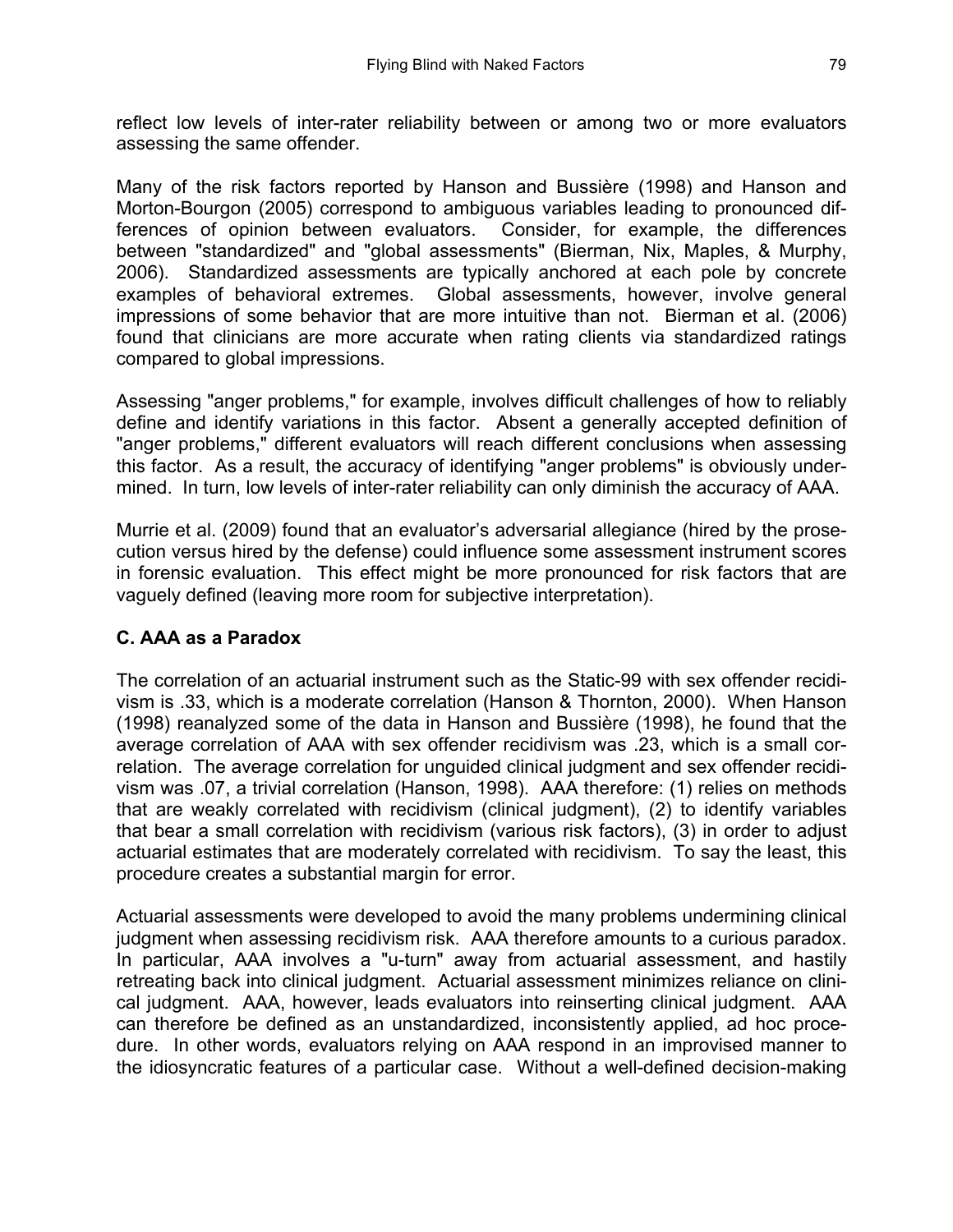reflect low levels of inter-rater reliability between or among two or more evaluators assessing the same offender.

Many of the risk factors reported by Hanson and Bussière (1998) and Hanson and Morton-Bourgon (2005) correspond to ambiguous variables leading to pronounced differences of opinion between evaluators. Consider, for example, the differences between "standardized" and "global assessments" (Bierman, Nix, Maples, & Murphy, 2006). Standardized assessments are typically anchored at each pole by concrete examples of behavioral extremes. Global assessments, however, involve general impressions of some behavior that are more intuitive than not. Bierman et al. (2006) found that clinicians are more accurate when rating clients via standardized ratings compared to global impressions.

Assessing "anger problems," for example, involves difficult challenges of how to reliably define and identify variations in this factor. Absent a generally accepted definition of "anger problems," different evaluators will reach different conclusions when assessing this factor. As a result, the accuracy of identifying "anger problems" is obviously undermined. In turn, low levels of inter-rater reliability can only diminish the accuracy of AAA.

Murrie et al. (2009) found that an evaluator's adversarial allegiance (hired by the prosecution versus hired by the defense) could influence some assessment instrument scores in forensic evaluation. This effect might be more pronounced for risk factors that are vaguely defined (leaving more room for subjective interpretation).

### C. AAA as a Paradox

The correlation of an actuarial instrument such as the Static-99 with sex offender recidivism is .33, which is a moderate correlation (Hanson & Thornton, 2000). When Hanson (1998) reanalyzed some of the data in Hanson and Bussière (1998), he found that the average correlation of AAA with sex offender recidivism was .23, which is a small correlation. The average correlation for unguided clinical judgment and sex offender recidivism was .07, a trivial correlation (Hanson, 1998). AAA therefore: (1) relies on methods that are weakly correlated with recidivism (clinical judgment), (2) to identify variables that bear a small correlation with recidivism (various risk factors), (3) in order to adjust actuarial estimates that are moderately correlated with recidivism. To say the least, this procedure creates a substantial margin for error.

Actuarial assessments were developed to avoid the many problems undermining clinical judgment when assessing recidivism risk. AAA therefore amounts to a curious paradox. In particular, AAA involves a "u-turn" away from actuarial assessment, and hastily retreating back into clinical judgment. Actuarial assessment minimizes reliance on clinical judgment. AAA, however, leads evaluators into reinserting clinical judgment. AAA can therefore be defined as an unstandardized, inconsistently applied, ad hoc procedure. In other words, evaluators relying on AAA respond in an improvised manner to the idiosyncratic features of a particular case. Without a well-defined decision-making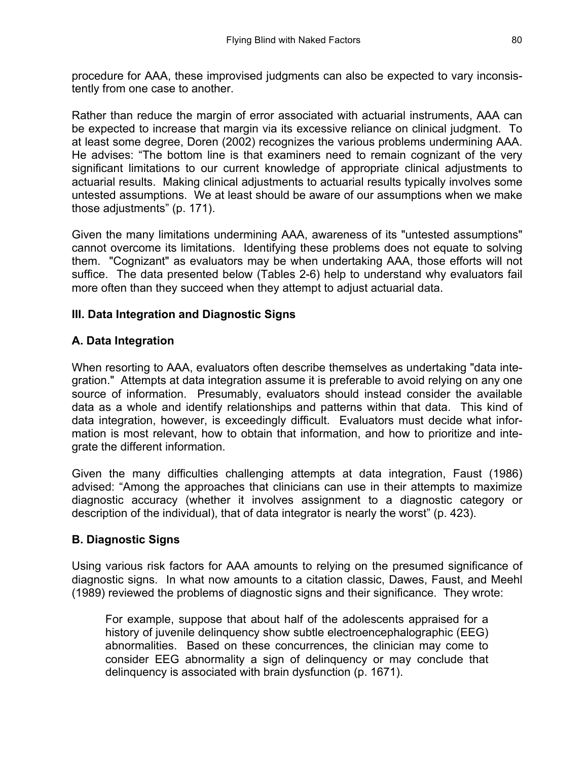procedure for AAA, these improvised judgments can also be expected to vary inconsistently from one case to another.

Rather than reduce the margin of error associated with actuarial instruments, AAA can be expected to increase that margin via its excessive reliance on clinical judgment. To at least some degree, Doren (2002) recognizes the various problems undermining AAA. He advises: "The bottom line is that examiners need to remain cognizant of the very significant limitations to our current knowledge of appropriate clinical adjustments to actuarial results. Making clinical adjustments to actuarial results typically involves some untested assumptions. We at least should be aware of our assumptions when we make those adjustments" (p. 171).

Given the many limitations undermining AAA, awareness of its "untested assumptions" cannot overcome its limitations. Identifying these problems does not equate to solving them. "Cognizant" as evaluators may be when undertaking AAA, those efforts will not suffice. The data presented below (Tables 2-6) help to understand why evaluators fail more often than they succeed when they attempt to adjust actuarial data.

## III. Data Integration and Diagnostic Signs

### A. Data Integration

When resorting to AAA, evaluators often describe themselves as undertaking "data integration." Attempts at data integration assume it is preferable to avoid relying on any one source of information. Presumably, evaluators should instead consider the available data as a whole and identify relationships and patterns within that data. This kind of data integration, however, is exceedingly difficult. Evaluators must decide what information is most relevant, how to obtain that information, and how to prioritize and integrate the different information.

Given the many difficulties challenging attempts at data integration, Faust (1986) advised: "Among the approaches that clinicians can use in their attempts to maximize diagnostic accuracy (whether it involves assignment to a diagnostic category or description of the individual), that of data integrator is nearly the worst" (p. 423).

### B. Diagnostic Signs

Using various risk factors for AAA amounts to relying on the presumed significance of diagnostic signs. In what now amounts to a citation classic, Dawes, Faust, and Meehl (1989) reviewed the problems of diagnostic signs and their significance. They wrote:

> For example, suppose that about half of the adolescents appraised for a history of juvenile delinquency show subtle electroencephalographic (EEG) abnormalities. Based on these concurrences, the clinician may come to consider EEG abnormality a sign of delinquency or may conclude that delinquency is associated with brain dysfunction (p. 1671).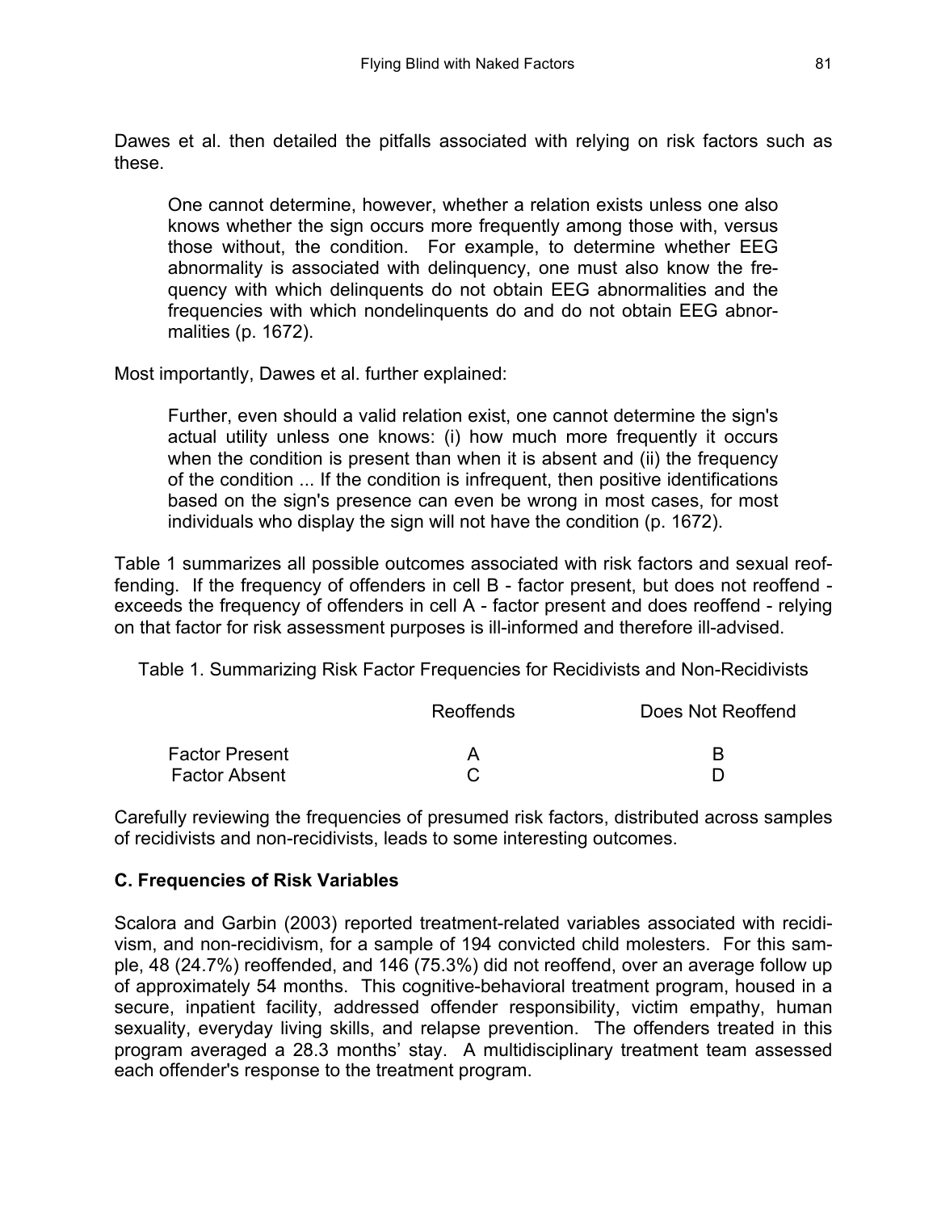Dawes et al. then detailed the pitfalls associated with relying on risk factors such as these.

> One cannot determine, however, whether a relation exists unless one also knows whether the sign occurs more frequently among those with, versus those without, the condition. For example, to determine whether EEG abnormality is associated with delinquency, one must also know the frequency with which delinquents do not obtain EEG abnormalities and the frequencies with which nondelinquents do and do not obtain EEG abnormalities (p. 1672).

Most importantly, Dawes et al. further explained:

> Further, even should a valid relation exist, one cannot determine the sign's actual utility unless one knows: (i) how much more frequently it occurs when the condition is present than when it is absent and (ii) the frequency of the condition ... If the condition is infrequent, then positive identifications based on the sign's presence can even be wrong in most cases, for most individuals who display the sign will not have the condition (p. 1672).

Table 1 summarizes all possible outcomes associated with risk factors and sexual reoffending. If the frequency of offenders in cell B - factor present, but does not reoffend - exceeds the frequency of offenders in cell A - factor present and does reoffend - relying on that factor for risk assessment purposes is ill-informed and therefore ill-advised.

Table 1. Summarizing Risk Factor Frequencies for Recidivists and Non-Recidivists

| | Reoffends | Does Not Reoffend |
|---|---|---|
| Factor Present | A | B |
| Factor Absent | C | D |

Carefully reviewing the frequencies of presumed risk factors, distributed across samples of recidivists and non-recidivists, leads to some interesting outcomes.

### C. Frequencies of Risk Variables

Scalora and Garbin (2003) reported treatment-related variables associated with recidivism, and non-recidivism, for a sample of 194 convicted child molesters. For this sample, 48 (24.7%) reoffended, and 146 (75.3%) did not reoffend, over an average follow up of approximately 54 months. This cognitive-behavioral treatment program, housed in a secure, inpatient facility, addressed offender responsibility, victim empathy, human sexuality, everyday living skills, and relapse prevention. The offenders treated in this program averaged a 28.3 months' stay. A multidisciplinary treatment team assessed each offender's response to the treatment program.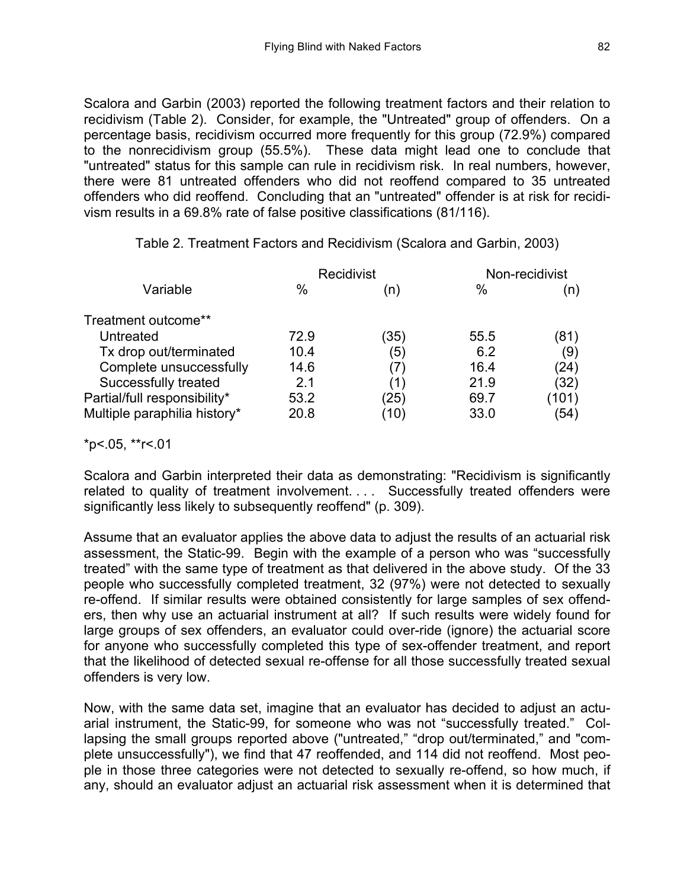Scalora and Garbin (2003) reported the following treatment factors and their relation to recidivism (Table 2). Consider, for example, the "Untreated" group of offenders. On a percentage basis, recidivism occurred more frequently for this group (72.9%) compared to the nonrecidivism group (55.5%). These data might lead one to conclude that "untreated" status for this sample can rule in recidivism risk. In real numbers, however, there were 81 untreated offenders who did not reoffend compared to 35 untreated offenders who did reoffend. Concluding that an "untreated" offender is at risk for recidivism results in a 69.8% rate of false positive classifications (81/116).

Table 2. Treatment Factors and Recidivism (Scalora and Garbin, 2003)

| | Recidivist | | Non-recidivist | |
|---|---|---|---|---|
| Variable | % | (n) | % | (n) |
| Treatment outcome** | | | | |
| Untreated | 72.9 | (35) | 55.5 | (81) |
| Tx drop out/terminated | 10.4 | (5) | 6.2 | (9) |
| Complete unsuccessfully | 14.6 | (7) | 16.4 | (24) |
| Successfully treated | 2.1 | (1) | 21.9 | (32) |
| Partial/full responsibility* | 53.2 | (25) | 69.7 | (101) |
| Multiple paraphilia history* | 20.8 | (10) | 33.0 | (54) |

*p<.05, **r<.01

Scalora and Garbin interpreted their data as demonstrating: "Recidivism is significantly related to quality of treatment involvement. . . . Successfully treated offenders were significantly less likely to subsequently reoffend" (p. 309).

Assume that an evaluator applies the above data to adjust the results of an actuarial risk assessment, the Static-99. Begin with the example of a person who was "successfully treated" with the same type of treatment as that delivered in the above study. Of the 33 people who successfully completed treatment, 32 (97%) were not detected to sexually re-offend. If similar results were obtained consistently for large samples of sex offenders, then why use an actuarial instrument at all? If such results were widely found for large groups of sex offenders, an evaluator could over-ride (ignore) the actuarial score for anyone who successfully completed this type of sex-offender treatment, and report that the likelihood of detected sexual re-offense for all those successfully treated sexual offenders is very low.

Now, with the same data set, imagine that an evaluator has decided to adjust an actuarial instrument, the Static-99, for someone who was not "successfully treated." Collapsing the small groups reported above ("untreated," "drop out/terminated," and "complete unsuccessfully"), we find that 47 reoffended, and 114 did not reoffend. Most people in those three categories were not detected to sexually re-offend, so how much, if any, should an evaluator adjust an actuarial risk assessment when it is determined that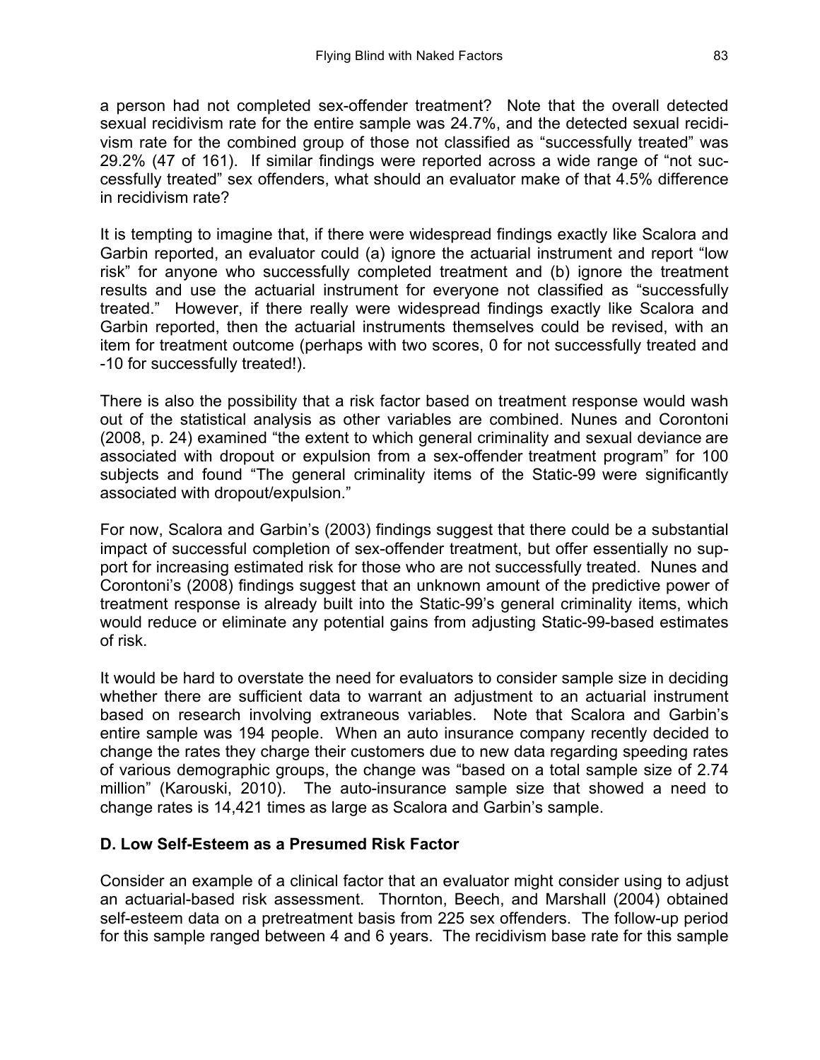a person had not completed sex-offender treatment? Note that the overall detected sexual recidivism rate for the entire sample was 24.7%, and the detected sexual recidivism rate for the combined group of those not classified as "successfully treated" was 29.2% (47 of 161). If similar findings were reported across a wide range of "not successfully treated" sex offenders, what should an evaluator make of that 4.5% difference in recidivism rate?

It is tempting to imagine that, if there were widespread findings exactly like Scalora and Garbin reported, an evaluator could (a) ignore the actuarial instrument and report "low risk" for anyone who successfully completed treatment and (b) ignore the treatment results and use the actuarial instrument for everyone not classified as "successfully treated." However, if there really were widespread findings exactly like Scalora and Garbin reported, then the actuarial instruments themselves could be revised, with an item for treatment outcome (perhaps with two scores, 0 for not successfully treated and -10 for successfully treated!).

There is also the possibility that a risk factor based on treatment response would wash out of the statistical analysis as other variables are combined. Nunes and Corontoni (2008, p. 24) examined "the extent to which general criminality and sexual deviance are associated with dropout or expulsion from a sex-offender treatment program" for 100 subjects and found "The general criminality items of the Static-99 were significantly associated with dropout/expulsion."

For now, Scalora and Garbin's (2003) findings suggest that there could be a substantial impact of successful completion of sex-offender treatment, but offer essentially no support for increasing estimated risk for those who are not successfully treated. Nunes and Corontoni's (2008) findings suggest that an unknown amount of the predictive power of treatment response is already built into the Static-99's general criminality items, which would reduce or eliminate any potential gains from adjusting Static-99-based estimates of risk.

It would be hard to overstate the need for evaluators to consider sample size in deciding whether there are sufficient data to warrant an adjustment to an actuarial instrument based on research involving extraneous variables. Note that Scalora and Garbin's entire sample was 194 people. When an auto insurance company recently decided to change the rates they charge their customers due to new data regarding speeding rates of various demographic groups, the change was "based on a total sample size of 2.74 million" (Karouski, 2010). The auto-insurance sample size that showed a need to change rates is 14,421 times as large as Scalora and Garbin's sample.

### D. Low Self-Esteem as a Presumed Risk Factor

Consider an example of a clinical factor that an evaluator might consider using to adjust an actuarial-based risk assessment. Thornton, Beech, and Marshall (2004) obtained self-esteem data on a pretreatment basis from 225 sex offenders. The follow-up period for this sample ranged between 4 and 6 years. The recidivism base rate for this sample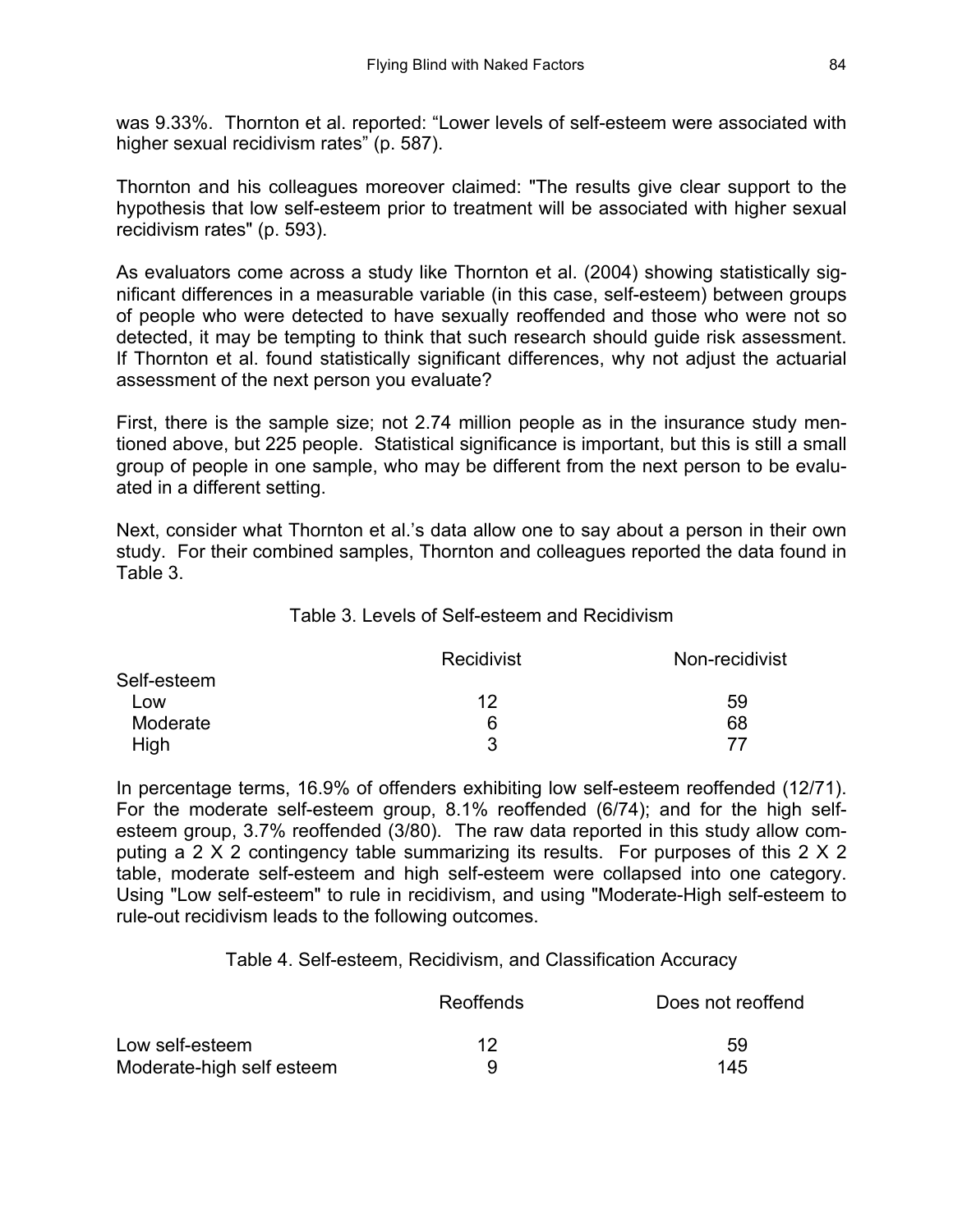was 9.33%. Thornton et al. reported: "Lower levels of self-esteem were associated with higher sexual recidivism rates" (p. 587).

Thornton and his colleagues moreover claimed: "The results give clear support to the hypothesis that low self-esteem prior to treatment will be associated with higher sexual recidivism rates" (p. 593).

As evaluators come across a study like Thornton et al. (2004) showing statistically significant differences in a measurable variable (in this case, self-esteem) between groups of people who were detected to have sexually reoffended and those who were not so detected, it may be tempting to think that such research should guide risk assessment. If Thornton et al. found statistically significant differences, why not adjust the actuarial assessment of the next person you evaluate?

First, there is the sample size; not 2.74 million people as in the insurance study mentioned above, but 225 people. Statistical significance is important, but this is still a small group of people in one sample, who may be different from the next person to be evaluated in a different setting.

Next, consider what Thornton et al.'s data allow one to say about a person in their own study. For their combined samples, Thornton and colleagues reported the data found in Table 3.

Table 3. Levels of Self-esteem and Recidivism

| | Recidivist | Non-recidivist |
|---|---|---|
| Self-esteem | | |
| Low | 12 | 59 |
| Moderate | 6 | 68 |
| High | 3 | 77 |

In percentage terms, 16.9% of offenders exhibiting low self-esteem reoffended (12/71). For the moderate self-esteem group, 8.1% reoffended (6/74); and for the high self-esteem group, 3.7% reoffended (3/80). The raw data reported in this study allow computing a 2 X 2 contingency table summarizing its results. For purposes of this 2 X 2 table, moderate self-esteem and high self-esteem were collapsed into one category. Using "Low self-esteem" to rule in recidivism, and using "Moderate-High self-esteem to rule-out recidivism leads to the following outcomes.

Table 4. Self-esteem, Recidivism, and Classification Accuracy

| | Reoffends | Does not reoffend |
|---|---|---|
| Low self-esteem | 12 | 59 |
| Moderate-high self esteem | 9 | 145 |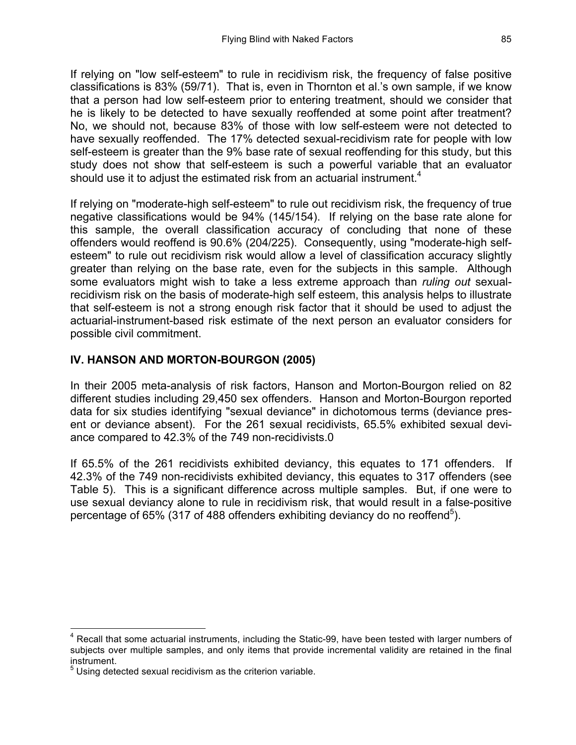If relying on "low self-esteem" to rule in recidivism risk, the frequency of false positive classifications is 83% (59/71). That is, even in Thornton et al.'s own sample, if we know that a person had low self-esteem prior to entering treatment, should we consider that he is likely to be detected to have sexually reoffended at some point after treatment? No, we should not, because 83% of those with low self-esteem were not detected to have sexually reoffended. The 17% detected sexual-recidivism rate for people with low self-esteem is greater than the 9% base rate of sexual reoffending for this study, but this study does not show that self-esteem is such a powerful variable that an evaluator should use it to adjust the estimated risk from an actuarial instrument.[4]

If relying on "moderate-high self-esteem" to rule out recidivism risk, the frequency of true negative classifications would be 94% (145/154). If relying on the base rate alone for this sample, the overall classification accuracy of concluding that none of these offenders would reoffend is 90.6% (204/225). Consequently, using "moderate-high self-esteem" to rule out recidivism risk would allow a level of classification accuracy slightly greater than relying on the base rate, even for the subjects in this sample. Although some evaluators might wish to take a less extreme approach than *ruling out* sexual-recidivism risk on the basis of moderate-high self esteem, this analysis helps to illustrate that self-esteem is not a strong enough risk factor that it should be used to adjust the actuarial-instrument-based risk estimate of the next person an evaluator considers for possible civil commitment.

## IV. HANSON AND MORTON-BOURGON (2005)

In their 2005 meta-analysis of risk factors, Hanson and Morton-Bourgon relied on 82 different studies including 29,450 sex offenders. Hanson and Morton-Bourgon reported data for six studies identifying "sexual deviance" in dichotomous terms (deviance present or deviance absent). For the 261 sexual recidivists, 65.5% exhibited sexual deviance compared to 42.3% of the 749 non-recidivists.0

If 65.5% of the 261 recidivists exhibited deviancy, this equates to 171 offenders. If 42.3% of the 749 non-recidivists exhibited deviancy, this equates to 317 offenders (see Table 5). This is a significant difference across multiple samples. But, if one were to use sexual deviancy alone to rule in recidivism risk, that would result in a false-positive percentage of 65% (317 of 488 offenders exhibiting deviancy do no reoffend[5]).

---

[4] Recall that some actuarial instruments, including the Static-99, have been tested with larger numbers of subjects over multiple samples, and only items that provide incremental validity are retained in the final instrument.

[5] Using detected sexual recidivism as the criterion variable.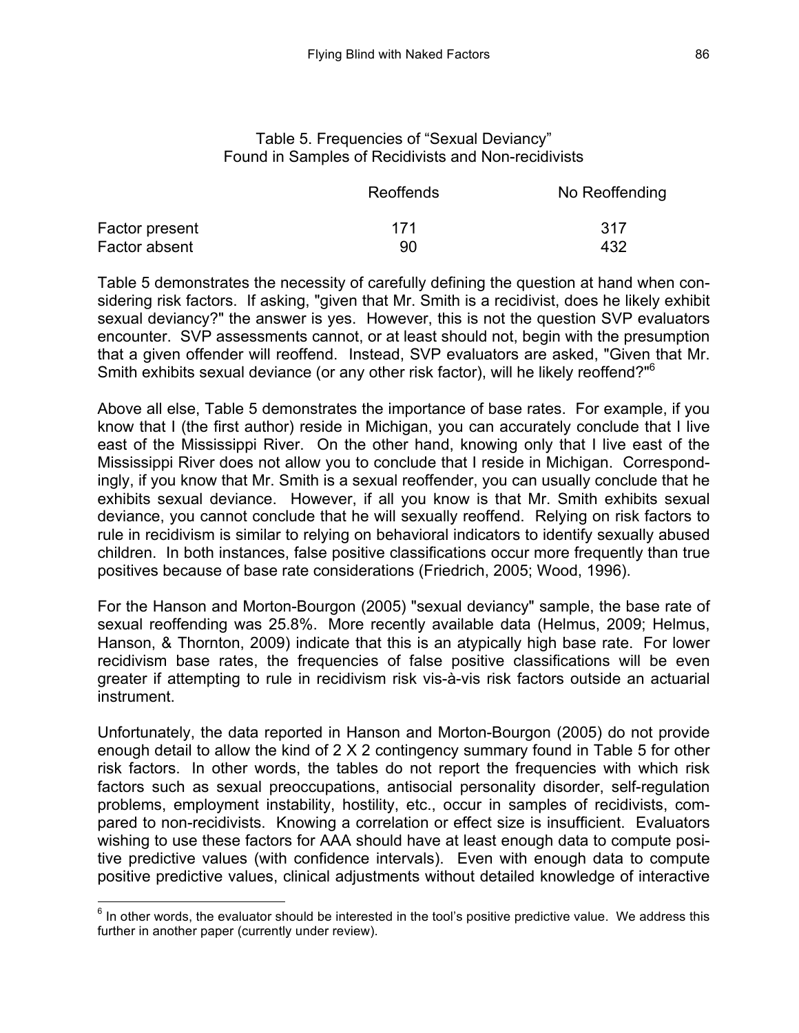Table 5. Frequencies of "Sexual Deviancy" Found in Samples of Recidivists and Non-recidivists

| | Reoffends | No Reoffending |
|---|---|---|
| Factor present | 171 | 317 |
| Factor absent | 90 | 432 |

Table 5 demonstrates the necessity of carefully defining the question at hand when considering risk factors. If asking, "given that Mr. Smith is a recidivist, does he likely exhibit sexual deviancy?" the answer is yes. However, this is not the question SVP evaluators encounter. SVP assessments cannot, or at least should not, begin with the presumption that a given offender will reoffend. Instead, SVP evaluators are asked, "Given that Mr. Smith exhibits sexual deviance (or any other risk factor), will he likely reoffend?"[6]

Above all else, Table 5 demonstrates the importance of base rates. For example, if you know that I (the first author) reside in Michigan, you can accurately conclude that I live east of the Mississippi River. On the other hand, knowing only that I live east of the Mississippi River does not allow you to conclude that I reside in Michigan. Correspondingly, if you know that Mr. Smith is a sexual reoffender, you can usually conclude that he exhibits sexual deviance. However, if all you know is that Mr. Smith exhibits sexual deviance, you cannot conclude that he will sexually reoffend. Relying on risk factors to rule in recidivism is similar to relying on behavioral indicators to identify sexually abused children. In both instances, false positive classifications occur more frequently than true positives because of base rate considerations (Friedrich, 2005; Wood, 1996).

For the Hanson and Morton-Bourgon (2005) "sexual deviancy" sample, the base rate of sexual reoffending was 25.8%. More recently available data (Helmus, 2009; Helmus, Hanson, & Thornton, 2009) indicate that this is an atypically high base rate. For lower recidivism base rates, the frequencies of false positive classifications will be even greater if attempting to rule in recidivism risk vis-à-vis risk factors outside an actuarial instrument.

Unfortunately, the data reported in Hanson and Morton-Bourgon (2005) do not provide enough detail to allow the kind of 2 X 2 contingency summary found in Table 5 for other risk factors. In other words, the tables do not report the frequencies with which risk factors such as sexual preoccupations, antisocial personality disorder, self-regulation problems, employment instability, hostility, etc., occur in samples of recidivists, compared to non-recidivists. Knowing a correlation or effect size is insufficient. Evaluators wishing to use these factors for AAA should have at least enough data to compute positive predictive values (with confidence intervals). Even with enough data to compute positive predictive values, clinical adjustments without detailed knowledge of interactive

[6] In other words, the evaluator should be interested in the tool's positive predictive value. We address this further in another paper (currently under review).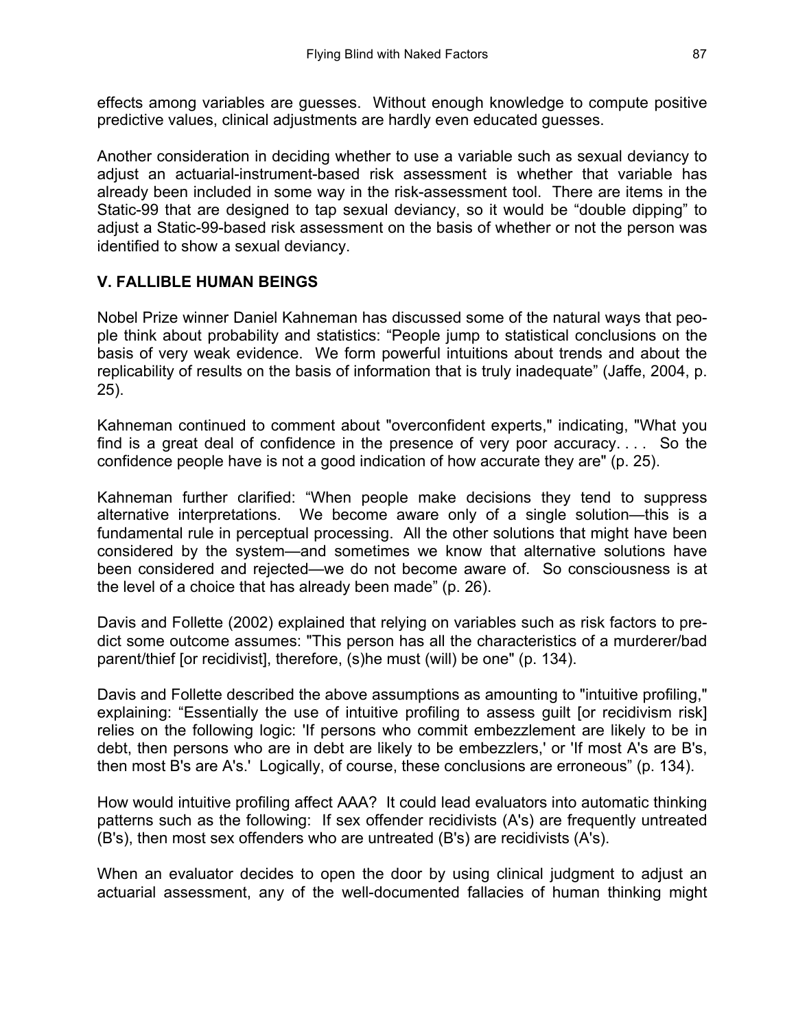effects among variables are guesses. Without enough knowledge to compute positive predictive values, clinical adjustments are hardly even educated guesses.

Another consideration in deciding whether to use a variable such as sexual deviancy to adjust an actuarial-instrument-based risk assessment is whether that variable has already been included in some way in the risk-assessment tool. There are items in the Static-99 that are designed to tap sexual deviancy, so it would be "double dipping" to adjust a Static-99-based risk assessment on the basis of whether or not the person was identified to show a sexual deviancy.

## V. FALLIBLE HUMAN BEINGS

Nobel Prize winner Daniel Kahneman has discussed some of the natural ways that people think about probability and statistics: "People jump to statistical conclusions on the basis of very weak evidence. We form powerful intuitions about trends and about the replicability of results on the basis of information that is truly inadequate" (Jaffe, 2004, p. 25).

Kahneman continued to comment about "overconfident experts," indicating, "What you find is a great deal of confidence in the presence of very poor accuracy. . . . So the confidence people have is not a good indication of how accurate they are" (p. 25).

Kahneman further clarified: "When people make decisions they tend to suppress alternative interpretations. We become aware only of a single solution—this is a fundamental rule in perceptual processing. All the other solutions that might have been considered by the system—and sometimes we know that alternative solutions have been considered and rejected—we do not become aware of. So consciousness is at the level of a choice that has already been made" (p. 26).

Davis and Follette (2002) explained that relying on variables such as risk factors to predict some outcome assumes: "This person has all the characteristics of a murderer/bad parent/thief [or recidivist], therefore, (s)he must (will) be one" (p. 134).

Davis and Follette described the above assumptions as amounting to "intuitive profiling," explaining: "Essentially the use of intuitive profiling to assess guilt [or recidivism risk] relies on the following logic: 'If persons who commit embezzlement are likely to be in debt, then persons who are in debt are likely to be embezzlers,' or 'If most A's are B's, then most B's are A's.' Logically, of course, these conclusions are erroneous" (p. 134).

How would intuitive profiling affect AAA? It could lead evaluators into automatic thinking patterns such as the following: If sex offender recidivists (A's) are frequently untreated (B's), then most sex offenders who are untreated (B's) are recidivists (A's).

When an evaluator decides to open the door by using clinical judgment to adjust an actuarial assessment, any of the well-documented fallacies of human thinking might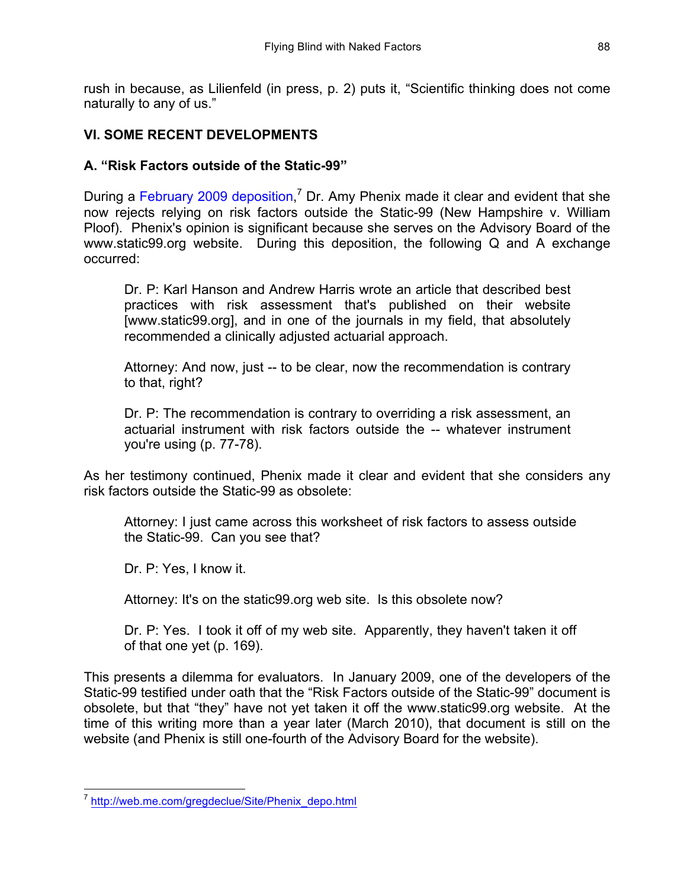rush in because, as Lilienfeld (in press, p. 2) puts it, "Scientific thinking does not come naturally to any of us."

## VI. SOME RECENT DEVELOPMENTS

### A. "Risk Factors outside of the Static-99"

During a February 2009 deposition,[7] Dr. Amy Phenix made it clear and evident that she now rejects relying on risk factors outside the Static-99 (New Hampshire v. William Ploof). Phenix's opinion is significant because she serves on the Advisory Board of the www.static99.org website. During this deposition, the following Q and A exchange occurred:

> Dr. P: Karl Hanson and Andrew Harris wrote an article that described best practices with risk assessment that's published on their website [www.static99.org], and in one of the journals in my field, that absolutely recommended a clinically adjusted actuarial approach.
>
> Attorney: And now, just -- to be clear, now the recommendation is contrary to that, right?
>
> Dr. P: The recommendation is contrary to overriding a risk assessment, an actuarial instrument with risk factors outside the -- whatever instrument you're using (p. 77-78).

As her testimony continued, Phenix made it clear and evident that she considers any risk factors outside the Static-99 as obsolete:

> Attorney: I just came across this worksheet of risk factors to assess outside the Static-99. Can you see that?
>
> Dr. P: Yes, I know it.
>
> Attorney: It's on the static99.org web site. Is this obsolete now?
>
> Dr. P: Yes. I took it off of my web site. Apparently, they haven't taken it off of that one yet (p. 169).

This presents a dilemma for evaluators. In January 2009, one of the developers of the Static-99 testified under oath that the "Risk Factors outside of the Static-99" document is obsolete, but that "they" have not yet taken it off the www.static99.org website. At the time of this writing more than a year later (March 2010), that document is still on the website (and Phenix is still one-fourth of the Advisory Board for the website).

---

[7] http://web.me.com/gregdeclue/Site/Phenix_depo.html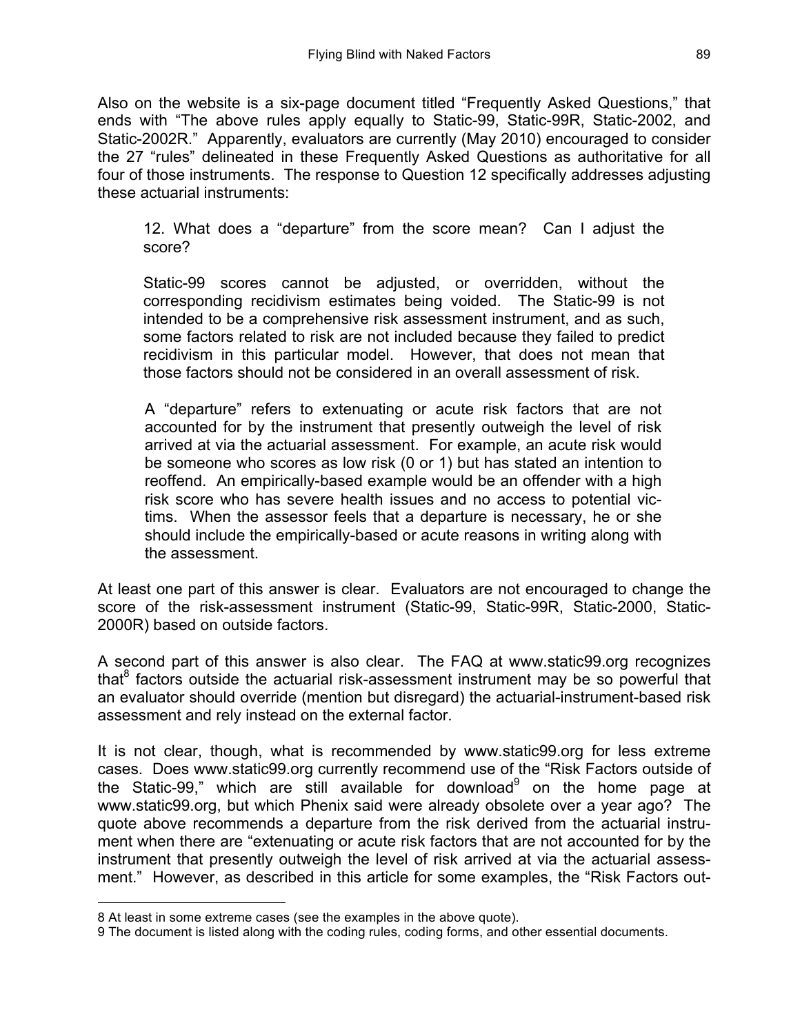Also on the website is a six-page document titled "Frequently Asked Questions," that ends with "The above rules apply equally to Static-99, Static-99R, Static-2002, and Static-2002R." Apparently, evaluators are currently (May 2010) encouraged to consider the 27 "rules" delineated in these Frequently Asked Questions as authoritative for all four of those instruments. The response to Question 12 specifically addresses adjusting these actuarial instruments:

> 12. What does a "departure" from the score mean? Can I adjust the score?
>
> Static-99 scores cannot be adjusted, or overridden, without the corresponding recidivism estimates being voided. The Static-99 is not intended to be a comprehensive risk assessment instrument, and as such, some factors related to risk are not included because they failed to predict recidivism in this particular model. However, that does not mean that those factors should not be considered in an overall assessment of risk.
>
> A "departure" refers to extenuating or acute risk factors that are not accounted for by the instrument that presently outweigh the level of risk arrived at via the actuarial assessment. For example, an acute risk would be someone who scores as low risk (0 or 1) but has stated an intention to reoffend. An empirically-based example would be an offender with a high risk score who has severe health issues and no access to potential victims. When the assessor feels that a departure is necessary, he or she should include the empirically-based or acute reasons in writing along with the assessment.

At least one part of this answer is clear. Evaluators are not encouraged to change the score of the risk-assessment instrument (Static-99, Static-99R, Static-2000, Static-2000R) based on outside factors.

A second part of this answer is also clear. The FAQ at www.static99.org recognizes that[8] factors outside the actuarial risk-assessment instrument may be so powerful that an evaluator should override (mention but disregard) the actuarial-instrument-based risk assessment and rely instead on the external factor.

It is not clear, though, what is recommended by www.static99.org for less extreme cases. Does www.static99.org currently recommend use of the "Risk Factors outside of the Static-99," which are still available for download[9] on the home page at www.static99.org, but which Phenix said were already obsolete over a year ago? The quote above recommends a departure from the risk derived from the actuarial instrument when there are "extenuating or acute risk factors that are not accounted for by the instrument that presently outweigh the level of risk arrived at via the actuarial assessment." However, as described in this article for some examples, the "Risk Factors out-

8 At least in some extreme cases (see the examples in the above quote).

9 The document is listed along with the coding rules, coding forms, and other essential documents.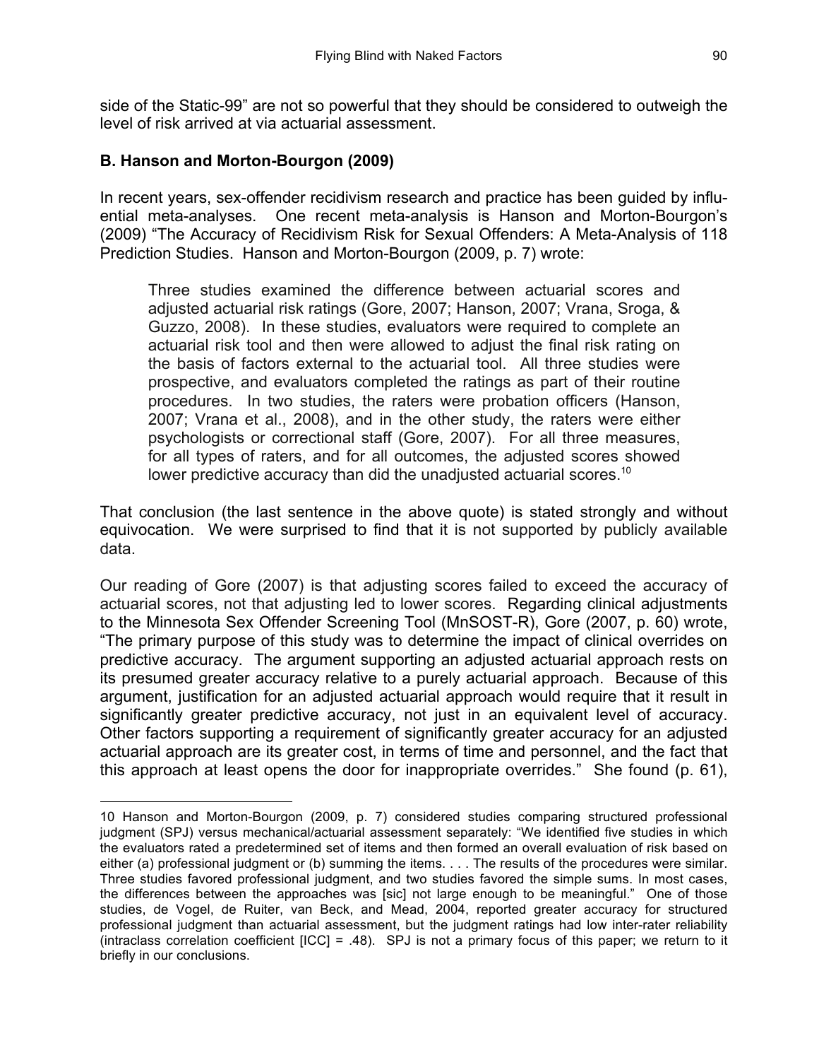side of the Static-99" are not so powerful that they should be considered to outweigh the level of risk arrived at via actuarial assessment.

### B. Hanson and Morton-Bourgon (2009)

In recent years, sex-offender recidivism research and practice has been guided by influential meta-analyses. One recent meta-analysis is Hanson and Morton-Bourgon's (2009) "The Accuracy of Recidivism Risk for Sexual Offenders: A Meta-Analysis of 118 Prediction Studies. Hanson and Morton-Bourgon (2009, p. 7) wrote:

> Three studies examined the difference between actuarial scores and adjusted actuarial risk ratings (Gore, 2007; Hanson, 2007; Vrana, Sroga, & Guzzo, 2008). In these studies, evaluators were required to complete an actuarial risk tool and then were allowed to adjust the final risk rating on the basis of factors external to the actuarial tool. All three studies were prospective, and evaluators completed the ratings as part of their routine procedures. In two studies, the raters were probation officers (Hanson, 2007; Vrana et al., 2008), and in the other study, the raters were either psychologists or correctional staff (Gore, 2007). For all three measures, for all types of raters, and for all outcomes, the adjusted scores showed lower predictive accuracy than did the unadjusted actuarial scores.[10]

That conclusion (the last sentence in the above quote) is stated strongly and without equivocation. We were surprised to find that it is not supported by publicly available data.

Our reading of Gore (2007) is that adjusting scores failed to exceed the accuracy of actuarial scores, not that adjusting led to lower scores. Regarding clinical adjustments to the Minnesota Sex Offender Screening Tool (MnSOST-R), Gore (2007, p. 60) wrote, "The primary purpose of this study was to determine the impact of clinical overrides on predictive accuracy. The argument supporting an adjusted actuarial approach rests on its presumed greater accuracy relative to a purely actuarial approach. Because of this argument, justification for an adjusted actuarial approach would require that it result in significantly greater predictive accuracy, not just in an equivalent level of accuracy. Other factors supporting a requirement of significantly greater accuracy for an adjusted actuarial approach are its greater cost, in terms of time and personnel, and the fact that this approach at least opens the door for inappropriate overrides." She found (p. 61),

---

10 Hanson and Morton-Bourgon (2009, p. 7) considered studies comparing structured professional judgment (SPJ) versus mechanical/actuarial assessment separately: "We identified five studies in which the evaluators rated a predetermined set of items and then formed an overall evaluation of risk based on either (a) professional judgment or (b) summing the items. . . . The results of the procedures were similar. Three studies favored professional judgment, and two studies favored the simple sums. In most cases, the differences between the approaches was [sic] not large enough to be meaningful." One of those studies, de Vogel, de Ruiter, van Beck, and Mead, 2004, reported greater accuracy for structured professional judgment than actuarial assessment, but the judgment ratings had low inter-rater reliability (intraclass correlation coefficient [ICC] = .48). SPJ is not a primary focus of this paper; we return to it briefly in our conclusions.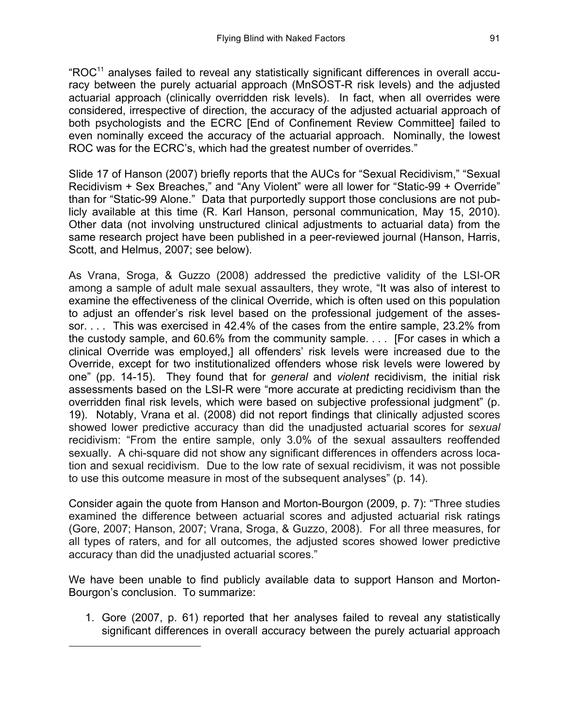"ROC[11] analyses failed to reveal any statistically significant differences in overall accuracy between the purely actuarial approach (MnSOST-R risk levels) and the adjusted actuarial approach (clinically overridden risk levels). In fact, when all overrides were considered, irrespective of direction, the accuracy of the adjusted actuarial approach of both psychologists and the ECRC [End of Confinement Review Committee] failed to even nominally exceed the accuracy of the actuarial approach. Nominally, the lowest ROC was for the ECRC's, which had the greatest number of overrides."

Slide 17 of Hanson (2007) briefly reports that the AUCs for "Sexual Recidivism," "Sexual Recidivism + Sex Breaches," and "Any Violent" were all lower for "Static-99 + Override" than for "Static-99 Alone." Data that purportedly support those conclusions are not publicly available at this time (R. Karl Hanson, personal communication, May 15, 2010). Other data (not involving unstructured clinical adjustments to actuarial data) from the same research project have been published in a peer-reviewed journal (Hanson, Harris, Scott, and Helmus, 2007; see below).

As Vrana, Sroga, & Guzzo (2008) addressed the predictive validity of the LSI-OR among a sample of adult male sexual assaulters, they wrote, "It was also of interest to examine the effectiveness of the clinical Override, which is often used on this population to adjust an offender's risk level based on the professional judgement of the assessor. . . . This was exercised in 42.4% of the cases from the entire sample, 23.2% from the custody sample, and 60.6% from the community sample. . . . [For cases in which a clinical Override was employed,] all offenders' risk levels were increased due to the Override, except for two institutionalized offenders whose risk levels were lowered by one" (pp. 14-15). They found that for *general* and *violent* recidivism, the initial risk assessments based on the LSI-R were "more accurate at predicting recidivism than the overridden final risk levels, which were based on subjective professional judgment" (p. 19). Notably, Vrana et al. (2008) did not report findings that clinically adjusted scores showed lower predictive accuracy than did the unadjusted actuarial scores for *sexual* recidivism: "From the entire sample, only 3.0% of the sexual assaulters reoffended sexually. A chi-square did not show any significant differences in offenders across location and sexual recidivism. Due to the low rate of sexual recidivism, it was not possible to use this outcome measure in most of the subsequent analyses" (p. 14).

Consider again the quote from Hanson and Morton-Bourgon (2009, p. 7): "Three studies examined the difference between actuarial scores and adjusted actuarial risk ratings (Gore, 2007; Hanson, 2007; Vrana, Sroga, & Guzzo, 2008). For all three measures, for all types of raters, and for all outcomes, the adjusted scores showed lower predictive accuracy than did the unadjusted actuarial scores."

We have been unable to find publicly available data to support Hanson and Morton-Bourgon's conclusion. To summarize:

1. Gore (2007, p. 61) reported that her analyses failed to reveal any statistically significant differences in overall accuracy between the purely actuarial approach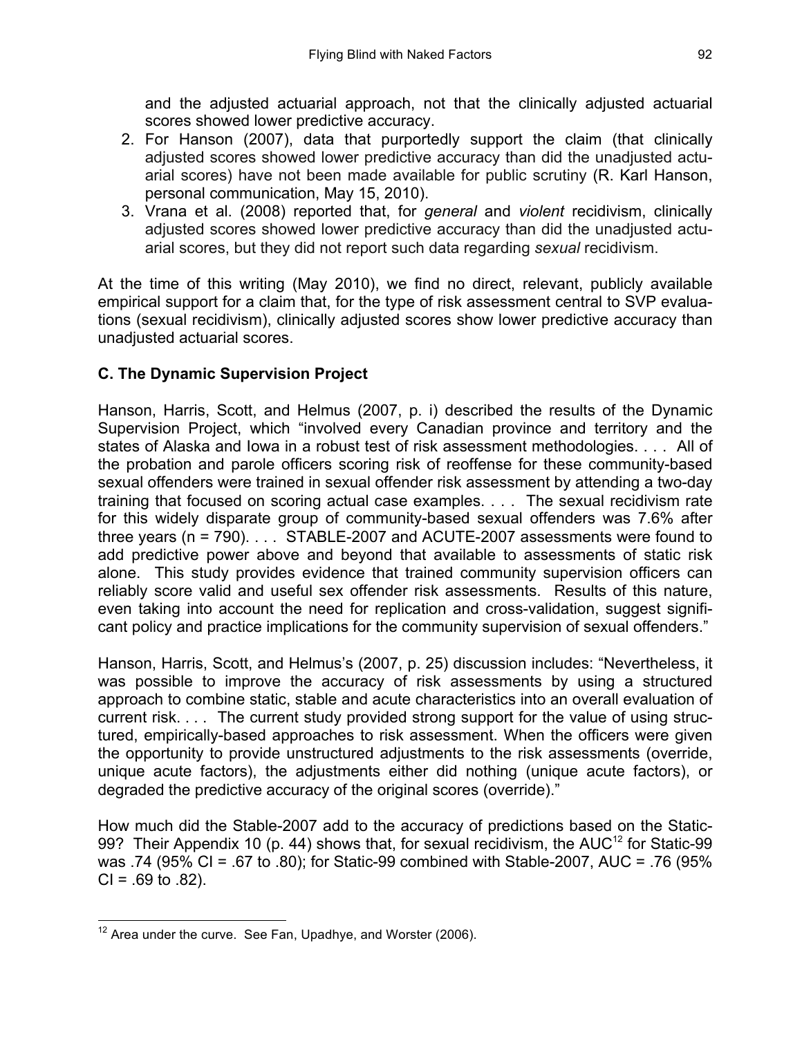and the adjusted actuarial approach, not that the clinically adjusted actuarial scores showed lower predictive accuracy.

2. For Hanson (2007), data that purportedly support the claim (that clinically adjusted scores showed lower predictive accuracy than did the unadjusted actuarial scores) have not been made available for public scrutiny (R. Karl Hanson, personal communication, May 15, 2010).
3. Vrana et al. (2008) reported that, for *general* and *violent* recidivism, clinically adjusted scores showed lower predictive accuracy than did the unadjusted actuarial scores, but they did not report such data regarding *sexual* recidivism.

At the time of this writing (May 2010), we find no direct, relevant, publicly available empirical support for a claim that, for the type of risk assessment central to SVP evaluations (sexual recidivism), clinically adjusted scores show lower predictive accuracy than unadjusted actuarial scores.

## C. The Dynamic Supervision Project

Hanson, Harris, Scott, and Helmus (2007, p. i) described the results of the Dynamic Supervision Project, which "involved every Canadian province and territory and the states of Alaska and Iowa in a robust test of risk assessment methodologies. . . . All of the probation and parole officers scoring risk of reoffense for these community-based sexual offenders were trained in sexual offender risk assessment by attending a two-day training that focused on scoring actual case examples. . . . The sexual recidivism rate for this widely disparate group of community-based sexual offenders was 7.6% after three years (n = 790). . . . STABLE-2007 and ACUTE-2007 assessments were found to add predictive power above and beyond that available to assessments of static risk alone. This study provides evidence that trained community supervision officers can reliably score valid and useful sex offender risk assessments. Results of this nature, even taking into account the need for replication and cross-validation, suggest significant policy and practice implications for the community supervision of sexual offenders."

Hanson, Harris, Scott, and Helmus's (2007, p. 25) discussion includes: "Nevertheless, it was possible to improve the accuracy of risk assessments by using a structured approach to combine static, stable and acute characteristics into an overall evaluation of current risk. . . . The current study provided strong support for the value of using structured, empirically-based approaches to risk assessment. When the officers were given the opportunity to provide unstructured adjustments to the risk assessments (override, unique acute factors), the adjustments either did nothing (unique acute factors), or degraded the predictive accuracy of the original scores (override)."

How much did the Stable-2007 add to the accuracy of predictions based on the Static-99? Their Appendix 10 (p. 44) shows that, for sexual recidivism, the AUC[12] for Static-99 was .74 (95% CI = .67 to .80); for Static-99 combined with Stable-2007, AUC = .76 (95% CI = .69 to .82).

---

[12] Area under the curve. See Fan, Upadhye, and Worster (2006).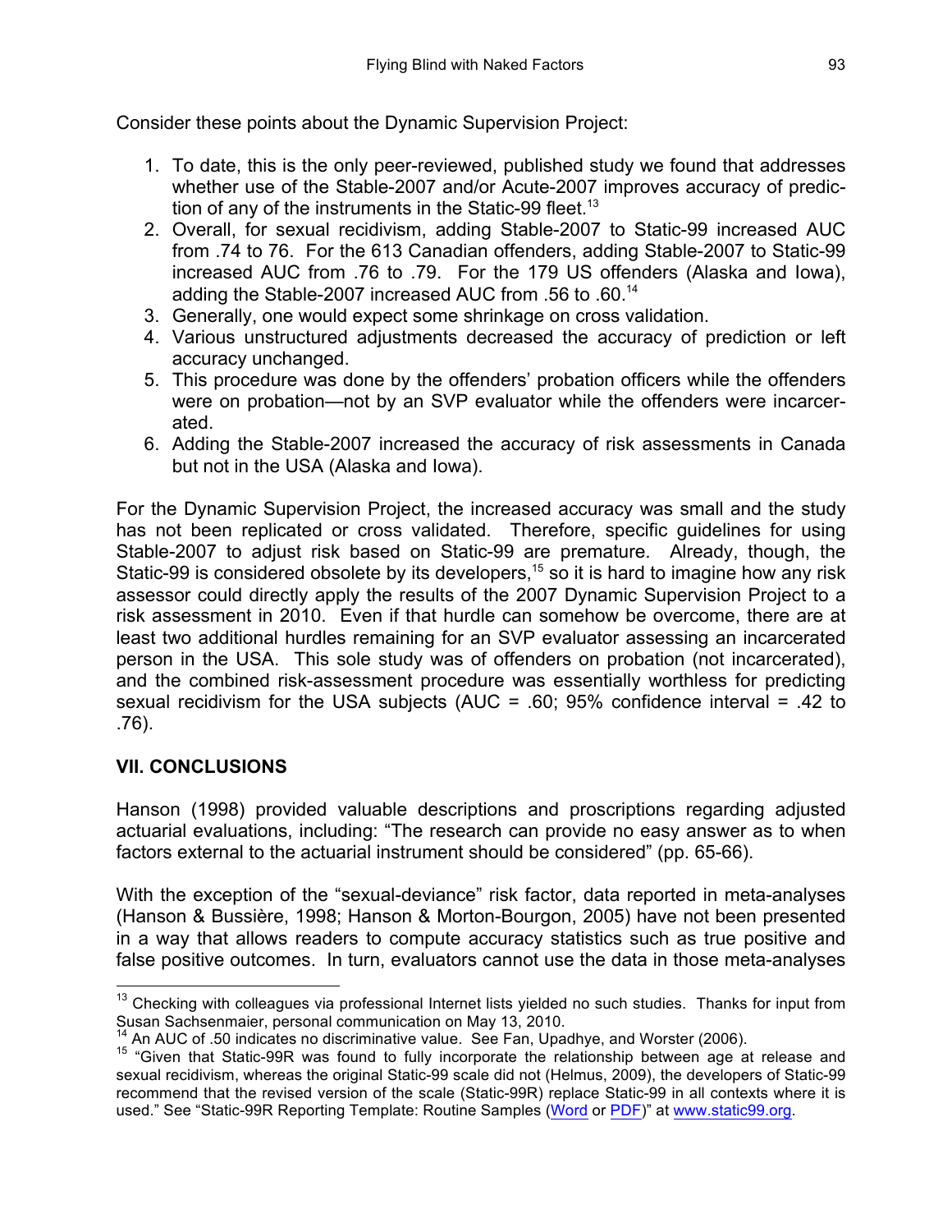Consider these points about the Dynamic Supervision Project:

1. To date, this is the only peer-reviewed, published study we found that addresses whether use of the Stable-2007 and/or Acute-2007 improves accuracy of prediction of any of the instruments in the Static-99 fleet.[13]
2. Overall, for sexual recidivism, adding Stable-2007 to Static-99 increased AUC from .74 to 76. For the 613 Canadian offenders, adding Stable-2007 to Static-99 increased AUC from .76 to .79. For the 179 US offenders (Alaska and Iowa), adding the Stable-2007 increased AUC from .56 to .60.[14]
3. Generally, one would expect some shrinkage on cross validation.
4. Various unstructured adjustments decreased the accuracy of prediction or left accuracy unchanged.
5. This procedure was done by the offenders' probation officers while the offenders were on probation—not by an SVP evaluator while the offenders were incarcerated.
6. Adding the Stable-2007 increased the accuracy of risk assessments in Canada but not in the USA (Alaska and Iowa).

For the Dynamic Supervision Project, the increased accuracy was small and the study has not been replicated or cross validated. Therefore, specific guidelines for using Stable-2007 to adjust risk based on Static-99 are premature. Already, though, the Static-99 is considered obsolete by its developers,[15] so it is hard to imagine how any risk assessor could directly apply the results of the 2007 Dynamic Supervision Project to a risk assessment in 2010. Even if that hurdle can somehow be overcome, there are at least two additional hurdles remaining for an SVP evaluator assessing an incarcerated person in the USA. This sole study was of offenders on probation (not incarcerated), and the combined risk-assessment procedure was essentially worthless for predicting sexual recidivism for the USA subjects (AUC = .60; 95% confidence interval = .42 to .76).

## VII. CONCLUSIONS

Hanson (1998) provided valuable descriptions and proscriptions regarding adjusted actuarial evaluations, including: "The research can provide no easy answer as to when factors external to the actuarial instrument should be considered" (pp. 65-66).

With the exception of the "sexual-deviance" risk factor, data reported in meta-analyses (Hanson & Bussière, 1998; Hanson & Morton-Bourgon, 2005) have not been presented in a way that allows readers to compute accuracy statistics such as true positive and false positive outcomes. In turn, evaluators cannot use the data in those meta-analyses

---

[13] Checking with colleagues via professional Internet lists yielded no such studies. Thanks for input from Susan Sachsenmaier, personal communication on May 13, 2010.

[14] An AUC of .50 indicates no discriminative value. See Fan, Upadhye, and Worster (2006).

[15] "Given that Static-99R was found to fully incorporate the relationship between age at release and sexual recidivism, whereas the original Static-99 scale did not (Helmus, 2009), the developers of Static-99 recommend that the revised version of the scale (Static-99R) replace Static-99 in all contexts where it is used." See "Static-99R Reporting Template: Routine Samples (Word or PDF)" at www.static99.org.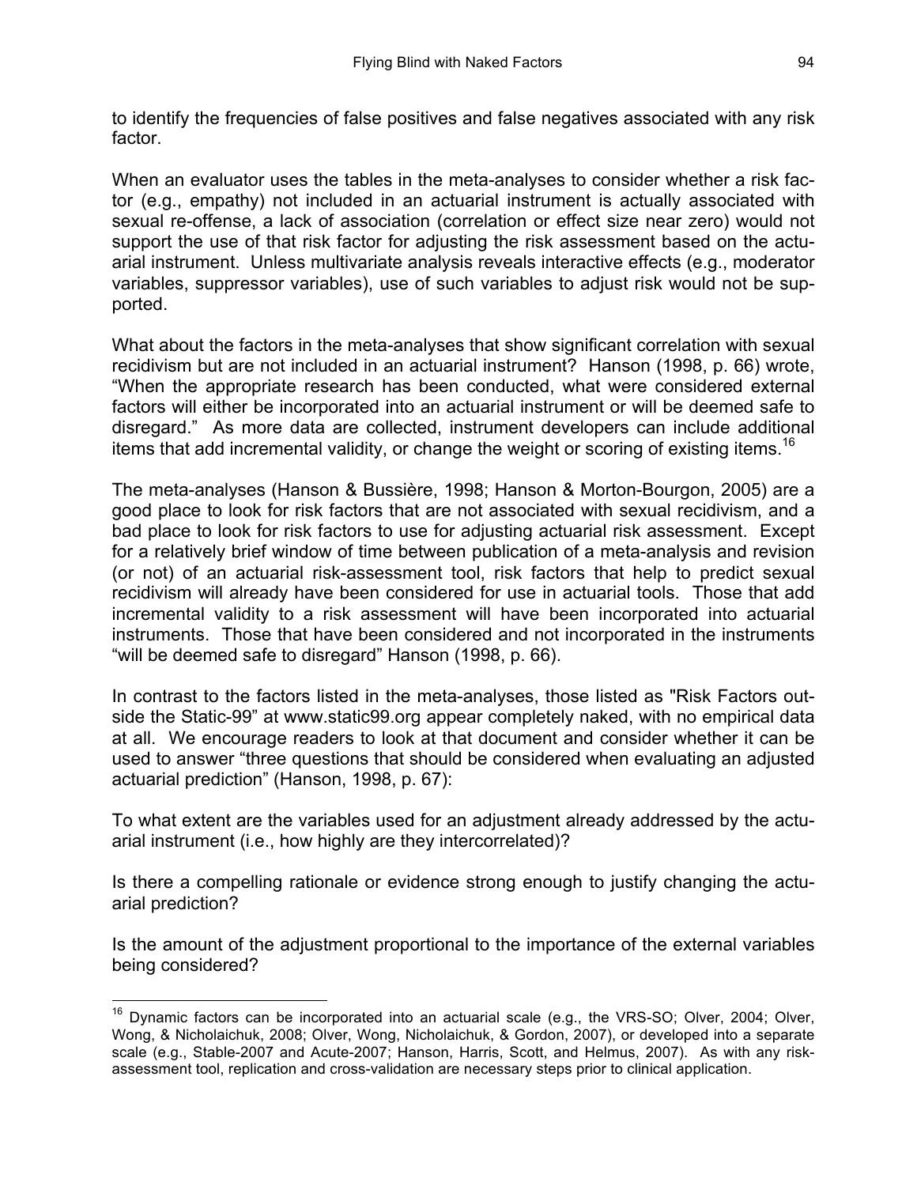to identify the frequencies of false positives and false negatives associated with any risk factor.

When an evaluator uses the tables in the meta-analyses to consider whether a risk factor (e.g., empathy) not included in an actuarial instrument is actually associated with sexual re-offense, a lack of association (correlation or effect size near zero) would not support the use of that risk factor for adjusting the risk assessment based on the actuarial instrument. Unless multivariate analysis reveals interactive effects (e.g., moderator variables, suppressor variables), use of such variables to adjust risk would not be supported.

What about the factors in the meta-analyses that show significant correlation with sexual recidivism but are not included in an actuarial instrument? Hanson (1998, p. 66) wrote, "When the appropriate research has been conducted, what were considered external factors will either be incorporated into an actuarial instrument or will be deemed safe to disregard." As more data are collected, instrument developers can include additional items that add incremental validity, or change the weight or scoring of existing items.[16]

The meta-analyses (Hanson & Bussière, 1998; Hanson & Morton-Bourgon, 2005) are a good place to look for risk factors that are not associated with sexual recidivism, and a bad place to look for risk factors to use for adjusting actuarial risk assessment. Except for a relatively brief window of time between publication of a meta-analysis and revision (or not) of an actuarial risk-assessment tool, risk factors that help to predict sexual recidivism will already have been considered for use in actuarial tools. Those that add incremental validity to a risk assessment will have been incorporated into actuarial instruments. Those that have been considered and not incorporated in the instruments "will be deemed safe to disregard" Hanson (1998, p. 66).

In contrast to the factors listed in the meta-analyses, those listed as "Risk Factors outside the Static-99" at www.static99.org appear completely naked, with no empirical data at all. We encourage readers to look at that document and consider whether it can be used to answer "three questions that should be considered when evaluating an adjusted actuarial prediction" (Hanson, 1998, p. 67):

To what extent are the variables used for an adjustment already addressed by the actuarial instrument (i.e., how highly are they intercorrelated)?

Is there a compelling rationale or evidence strong enough to justify changing the actuarial prediction?

Is the amount of the adjustment proportional to the importance of the external variables being considered?

---

[16] Dynamic factors can be incorporated into an actuarial scale (e.g., the VRS-SO; Olver, 2004; Olver, Wong, & Nicholaichuk, 2008; Olver, Wong, Nicholaichuk, & Gordon, 2007), or developed into a separate scale (e.g., Stable-2007 and Acute-2007; Hanson, Harris, Scott, and Helmus, 2007). As with any risk-assessment tool, replication and cross-validation are necessary steps prior to clinical application.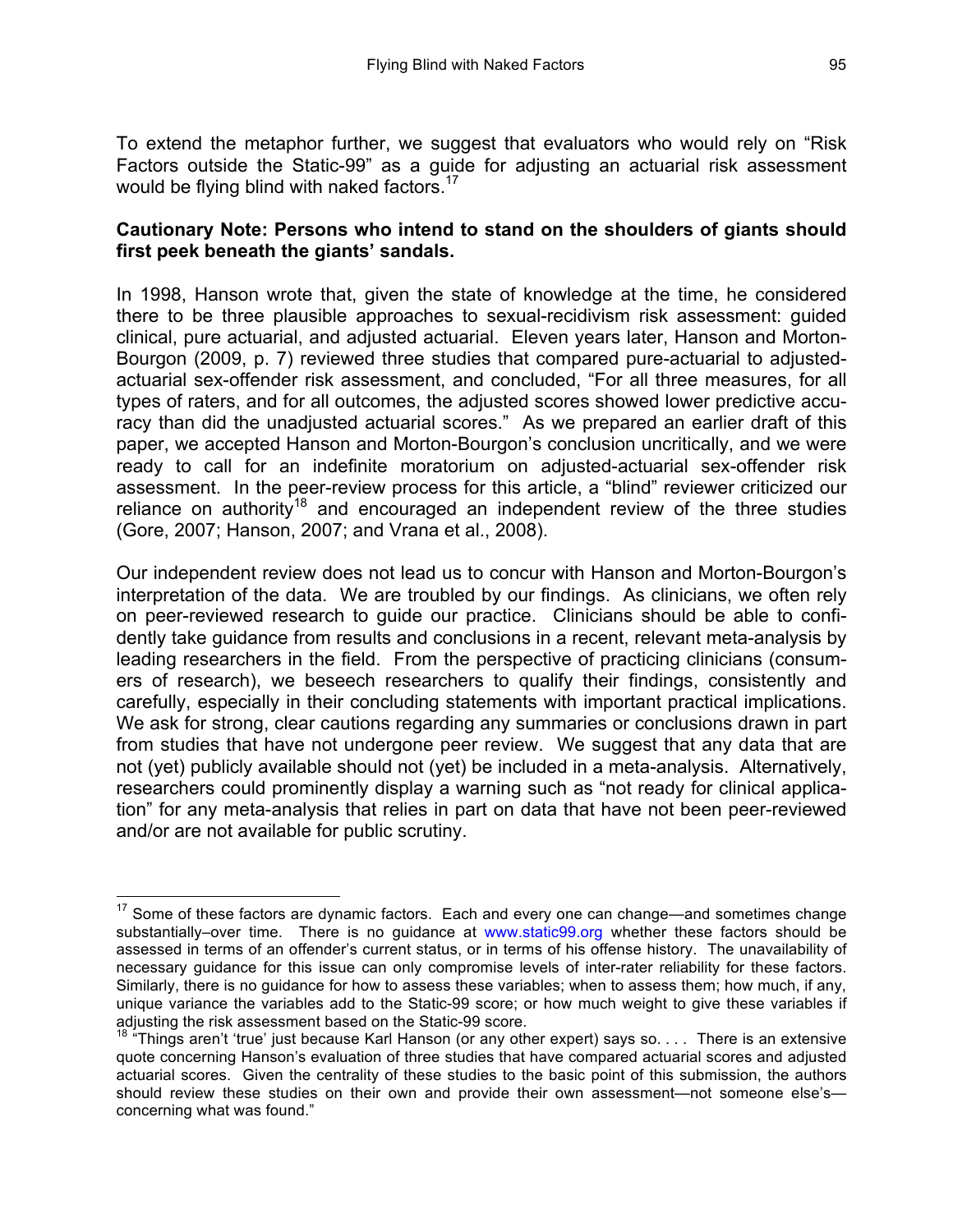To extend the metaphor further, we suggest that evaluators who would rely on "Risk Factors outside the Static-99" as a guide for adjusting an actuarial risk assessment would be flying blind with naked factors.[17]

**Cautionary Note: Persons who intend to stand on the shoulders of giants should first peek beneath the giants' sandals.**

In 1998, Hanson wrote that, given the state of knowledge at the time, he considered there to be three plausible approaches to sexual-recidivism risk assessment: guided clinical, pure actuarial, and adjusted actuarial. Eleven years later, Hanson and Morton-Bourgon (2009, p. 7) reviewed three studies that compared pure-actuarial to adjusted-actuarial sex-offender risk assessment, and concluded, "For all three measures, for all types of raters, and for all outcomes, the adjusted scores showed lower predictive accuracy than did the unadjusted actuarial scores." As we prepared an earlier draft of this paper, we accepted Hanson and Morton-Bourgon's conclusion uncritically, and we were ready to call for an indefinite moratorium on adjusted-actuarial sex-offender risk assessment. In the peer-review process for this article, a "blind" reviewer criticized our reliance on authority[18] and encouraged an independent review of the three studies (Gore, 2007; Hanson, 2007; and Vrana et al., 2008).

Our independent review does not lead us to concur with Hanson and Morton-Bourgon's interpretation of the data. We are troubled by our findings. As clinicians, we often rely on peer-reviewed research to guide our practice. Clinicians should be able to confidently take guidance from results and conclusions in a recent, relevant meta-analysis by leading researchers in the field. From the perspective of practicing clinicians (consumers of research), we beseech researchers to qualify their findings, consistently and carefully, especially in their concluding statements with important practical implications. We ask for strong, clear cautions regarding any summaries or conclusions drawn in part from studies that have not undergone peer review. We suggest that any data that are not (yet) publicly available should not (yet) be included in a meta-analysis. Alternatively, researchers could prominently display a warning such as "not ready for clinical application" for any meta-analysis that relies in part on data that have not been peer-reviewed and/or are not available for public scrutiny.

---

[17] Some of these factors are dynamic factors. Each and every one can change—and sometimes change substantially–over time. There is no guidance at www.static99.org whether these factors should be assessed in terms of an offender's current status, or in terms of his offense history. The unavailability of necessary guidance for this issue can only compromise levels of inter-rater reliability for these factors. Similarly, there is no guidance for how to assess these variables; when to assess them; how much, if any, unique variance the variables add to the Static-99 score; or how much weight to give these variables if adjusting the risk assessment based on the Static-99 score.

[18] "Things aren't 'true' just because Karl Hanson (or any other expert) says so. . . . There is an extensive quote concerning Hanson's evaluation of three studies that have compared actuarial scores and adjusted actuarial scores. Given the centrality of these studies to the basic point of this submission, the authors should review these studies on their own and provide their own assessment—not someone else's—concerning what was found."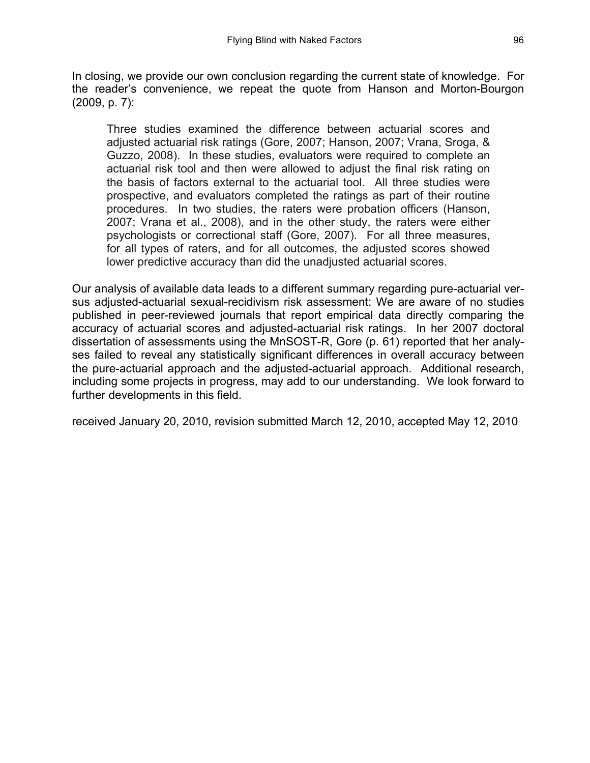In closing, we provide our own conclusion regarding the current state of knowledge. For the reader's convenience, we repeat the quote from Hanson and Morton-Bourgon (2009, p. 7):

> Three studies examined the difference between actuarial scores and adjusted actuarial risk ratings (Gore, 2007; Hanson, 2007; Vrana, Sroga, & Guzzo, 2008). In these studies, evaluators were required to complete an actuarial risk tool and then were allowed to adjust the final risk rating on the basis of factors external to the actuarial tool. All three studies were prospective, and evaluators completed the ratings as part of their routine procedures. In two studies, the raters were probation officers (Hanson, 2007; Vrana et al., 2008), and in the other study, the raters were either psychologists or correctional staff (Gore, 2007). For all three measures, for all types of raters, and for all outcomes, the adjusted scores showed lower predictive accuracy than did the unadjusted actuarial scores.

Our analysis of available data leads to a different summary regarding pure-actuarial versus adjusted-actuarial sexual-recidivism risk assessment: We are aware of no studies published in peer-reviewed journals that report empirical data directly comparing the accuracy of actuarial scores and adjusted-actuarial risk ratings. In her 2007 doctoral dissertation of assessments using the MnSOST-R, Gore (p. 61) reported that her analyses failed to reveal any statistically significant differences in overall accuracy between the pure-actuarial approach and the adjusted-actuarial approach. Additional research, including some projects in progress, may add to our understanding. We look forward to further developments in this field.

received January 20, 2010, revision submitted March 12, 2010, accepted May 12, 2010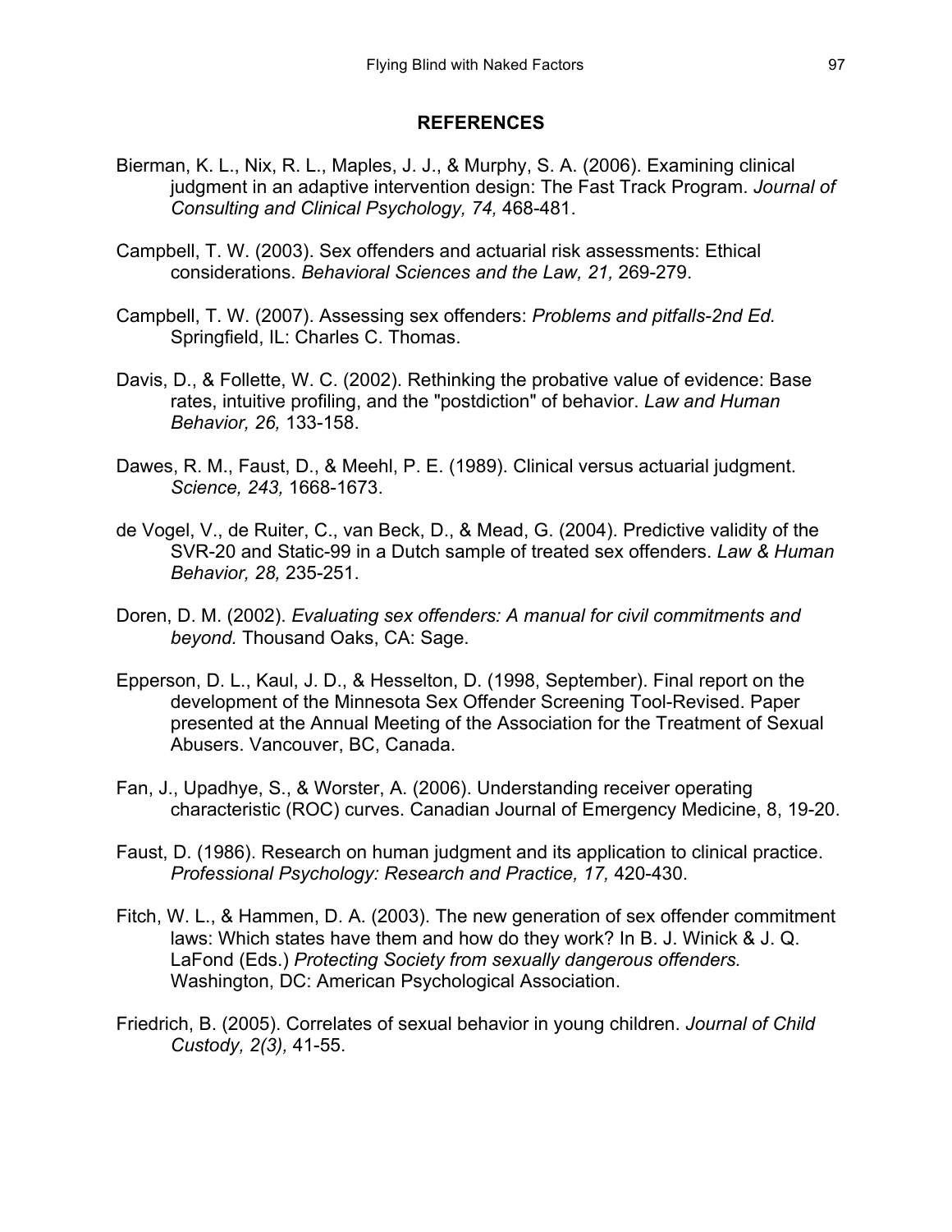## REFERENCES

Bierman, K. L., Nix, R. L., Maples, J. J., & Murphy, S. A. (2006). Examining clinical judgment in an adaptive intervention design: The Fast Track Program. *Journal of Consulting and Clinical Psychology, 74,* 468-481.

Campbell, T. W. (2003). Sex offenders and actuarial risk assessments: Ethical considerations. *Behavioral Sciences and the Law, 21,* 269-279.

Campbell, T. W. (2007). Assessing sex offenders: *Problems and pitfalls-2nd Ed.* Springfield, IL: Charles C. Thomas.

Davis, D., & Follette, W. C. (2002). Rethinking the probative value of evidence: Base rates, intuitive profiling, and the "postdiction" of behavior. *Law and Human Behavior, 26,* 133-158.

Dawes, R. M., Faust, D., & Meehl, P. E. (1989). Clinical versus actuarial judgment. *Science, 243,* 1668-1673.

de Vogel, V., de Ruiter, C., van Beck, D., & Mead, G. (2004). Predictive validity of the SVR-20 and Static-99 in a Dutch sample of treated sex offenders. *Law & Human Behavior, 28,* 235-251.

Doren, D. M. (2002). *Evaluating sex offenders: A manual for civil commitments and beyond.* Thousand Oaks, CA: Sage.

Epperson, D. L., Kaul, J. D., & Hesselton, D. (1998, September). Final report on the development of the Minnesota Sex Offender Screening Tool-Revised. Paper presented at the Annual Meeting of the Association for the Treatment of Sexual Abusers. Vancouver, BC, Canada.

Fan, J., Upadhye, S., & Worster, A. (2006). Understanding receiver operating characteristic (ROC) curves. Canadian Journal of Emergency Medicine, 8, 19-20.

Faust, D. (1986). Research on human judgment and its application to clinical practice. *Professional Psychology: Research and Practice, 17,* 420-430.

Fitch, W. L., & Hammen, D. A. (2003). The new generation of sex offender commitment laws: Which states have them and how do they work? In B. J. Winick & J. Q. LaFond (Eds.) *Protecting Society from sexually dangerous offenders.* Washington, DC: American Psychological Association.

Friedrich, B. (2005). Correlates of sexual behavior in young children. *Journal of Child Custody, 2(3),* 41-55.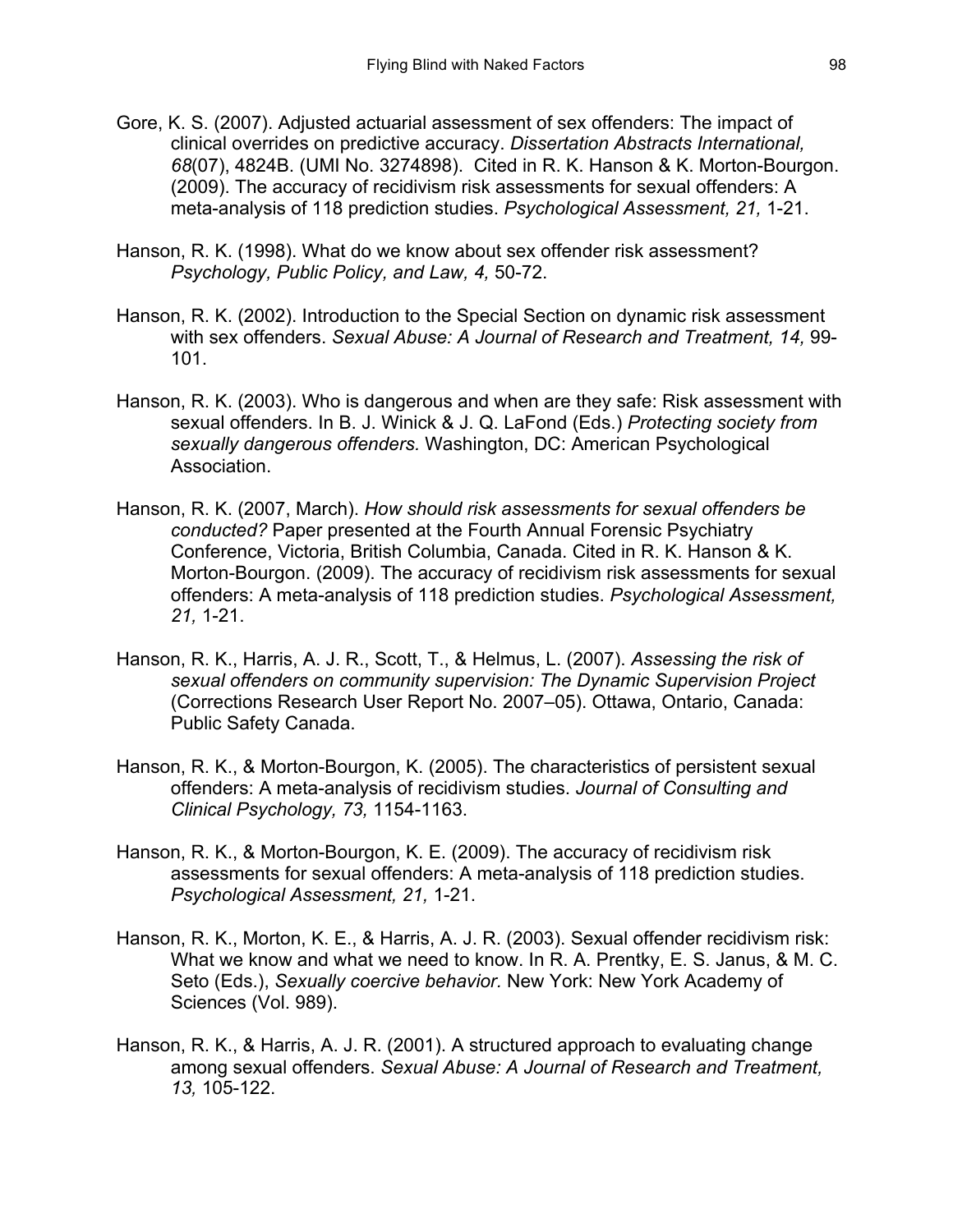Gore, K. S. (2007). Adjusted actuarial assessment of sex offenders: The impact of clinical overrides on predictive accuracy. *Dissertation Abstracts International, 68*(07), 4824B. (UMI No. 3274898). Cited in R. K. Hanson & K. Morton-Bourgon. (2009). The accuracy of recidivism risk assessments for sexual offenders: A meta-analysis of 118 prediction studies. *Psychological Assessment, 21,* 1-21.

Hanson, R. K. (1998). What do we know about sex offender risk assessment? *Psychology, Public Policy, and Law, 4,* 50-72.

Hanson, R. K. (2002). Introduction to the Special Section on dynamic risk assessment with sex offenders. *Sexual Abuse: A Journal of Research and Treatment, 14,* 99-101.

Hanson, R. K. (2003). Who is dangerous and when are they safe: Risk assessment with sexual offenders. In B. J. Winick & J. Q. LaFond (Eds.) *Protecting society from sexually dangerous offenders.* Washington, DC: American Psychological Association.

Hanson, R. K. (2007, March). *How should risk assessments for sexual offenders be conducted?* Paper presented at the Fourth Annual Forensic Psychiatry Conference, Victoria, British Columbia, Canada. Cited in R. K. Hanson & K. Morton-Bourgon. (2009). The accuracy of recidivism risk assessments for sexual offenders: A meta-analysis of 118 prediction studies. *Psychological Assessment, 21,* 1-21.

Hanson, R. K., Harris, A. J. R., Scott, T., & Helmus, L. (2007). *Assessing the risk of sexual offenders on community supervision: The Dynamic Supervision Project* (Corrections Research User Report No. 2007–05). Ottawa, Ontario, Canada: Public Safety Canada.

Hanson, R. K., & Morton-Bourgon, K. (2005). The characteristics of persistent sexual offenders: A meta-analysis of recidivism studies. *Journal of Consulting and Clinical Psychology, 73,* 1154-1163.

Hanson, R. K., & Morton-Bourgon, K. E. (2009). The accuracy of recidivism risk assessments for sexual offenders: A meta-analysis of 118 prediction studies. *Psychological Assessment, 21,* 1-21.

Hanson, R. K., Morton, K. E., & Harris, A. J. R. (2003). Sexual offender recidivism risk: What we know and what we need to know. In R. A. Prentky, E. S. Janus, & M. C. Seto (Eds.), *Sexually coercive behavior.* New York: New York Academy of Sciences (Vol. 989).

Hanson, R. K., & Harris, A. J. R. (2001). A structured approach to evaluating change among sexual offenders. *Sexual Abuse: A Journal of Research and Treatment, 13,* 105-122.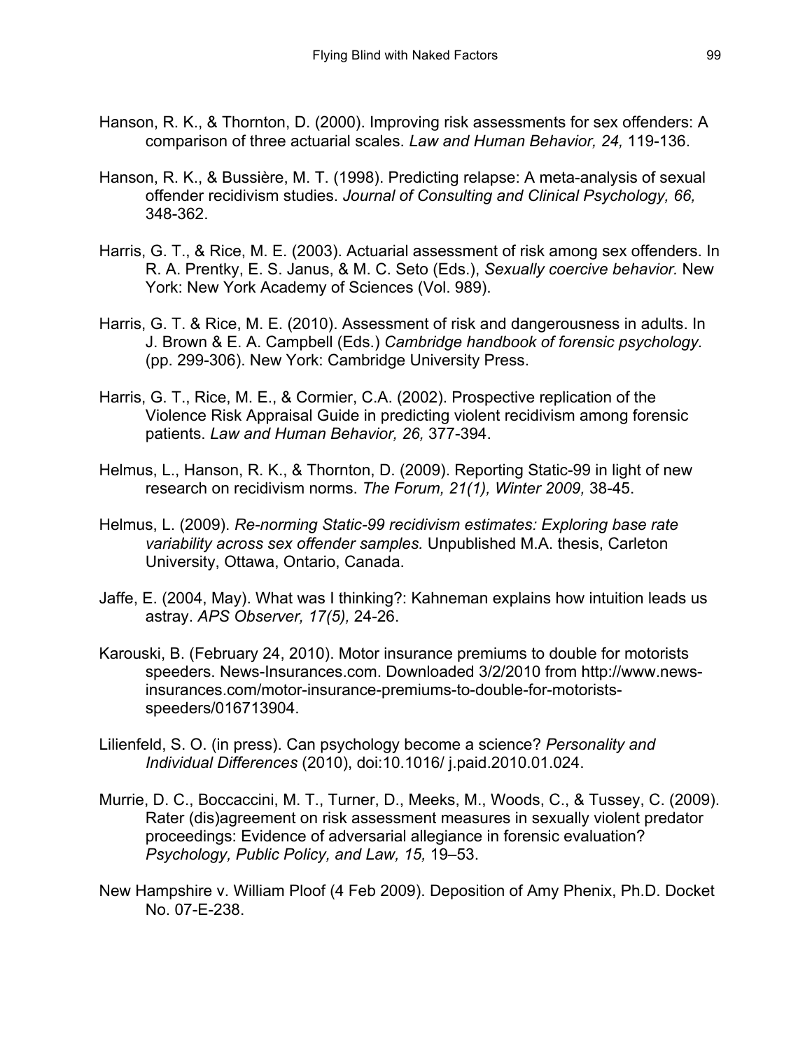Hanson, R. K., & Thornton, D. (2000). Improving risk assessments for sex offenders: A comparison of three actuarial scales. *Law and Human Behavior, 24,* 119-136.

Hanson, R. K., & Bussière, M. T. (1998). Predicting relapse: A meta-analysis of sexual offender recidivism studies. *Journal of Consulting and Clinical Psychology, 66,* 348-362.

Harris, G. T., & Rice, M. E. (2003). Actuarial assessment of risk among sex offenders. In R. A. Prentky, E. S. Janus, & M. C. Seto (Eds.), *Sexually coercive behavior.* New York: New York Academy of Sciences (Vol. 989).

Harris, G. T. & Rice, M. E. (2010). Assessment of risk and dangerousness in adults. In J. Brown & E. A. Campbell (Eds.) *Cambridge handbook of forensic psychology.* (pp. 299-306). New York: Cambridge University Press.

Harris, G. T., Rice, M. E., & Cormier, C.A. (2002). Prospective replication of the Violence Risk Appraisal Guide in predicting violent recidivism among forensic patients. *Law and Human Behavior, 26,* 377-394.

Helmus, L., Hanson, R. K., & Thornton, D. (2009). Reporting Static-99 in light of new research on recidivism norms. *The Forum, 21(1), Winter 2009,* 38-45.

Helmus, L. (2009). *Re-norming Static-99 recidivism estimates: Exploring base rate variability across sex offender samples.* Unpublished M.A. thesis, Carleton University, Ottawa, Ontario, Canada.

Jaffe, E. (2004, May). What was I thinking?: Kahneman explains how intuition leads us astray. *APS Observer, 17(5),* 24-26.

Karouski, B. (February 24, 2010). Motor insurance premiums to double for motorists speeders. News-Insurances.com. Downloaded 3/2/2010 from http://www.news-insurances.com/motor-insurance-premiums-to-double-for-motorists-speeders/016713904.

Lilienfeld, S. O. (in press). Can psychology become a science? *Personality and Individual Differences* (2010), doi:10.1016/ j.paid.2010.01.024.

Murrie, D. C., Boccaccini, M. T., Turner, D., Meeks, M., Woods, C., & Tussey, C. (2009). Rater (dis)agreement on risk assessment measures in sexually violent predator proceedings: Evidence of adversarial allegiance in forensic evaluation? *Psychology, Public Policy, and Law, 15,* 19–53.

New Hampshire v. William Ploof (4 Feb 2009). Deposition of Amy Phenix, Ph.D. Docket No. 07-E-238.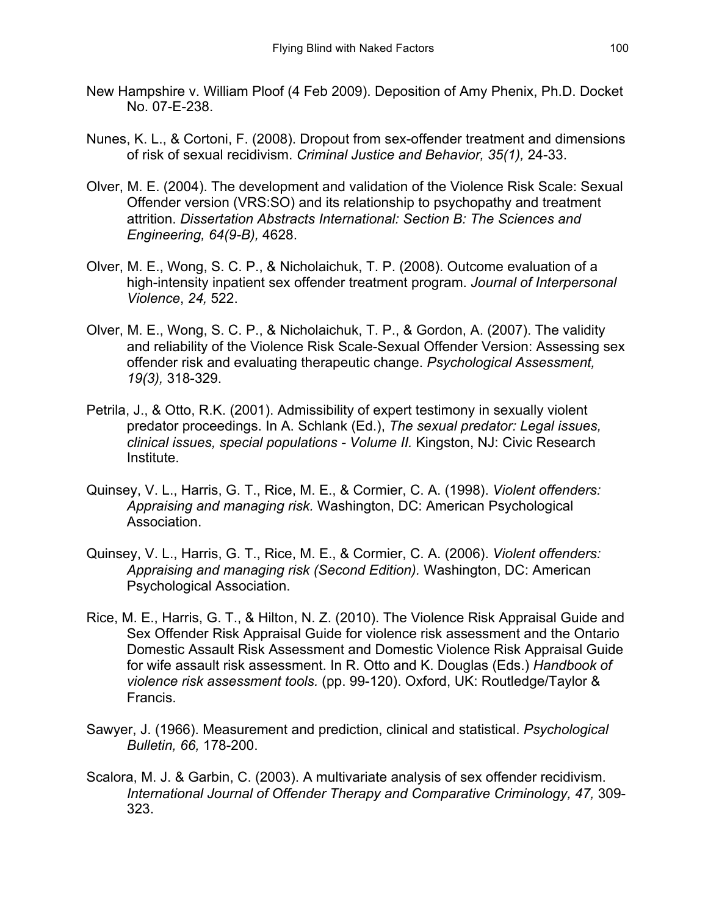New Hampshire v. William Ploof (4 Feb 2009). Deposition of Amy Phenix, Ph.D. Docket No. 07-E-238.

Nunes, K. L., & Cortoni, F. (2008). Dropout from sex-offender treatment and dimensions of risk of sexual recidivism. *Criminal Justice and Behavior, 35(1),* 24-33.

Olver, M. E. (2004). The development and validation of the Violence Risk Scale: Sexual Offender version (VRS:SO) and its relationship to psychopathy and treatment attrition. *Dissertation Abstracts International: Section B: The Sciences and Engineering, 64(9-B),* 4628.

Olver, M. E., Wong, S. C. P., & Nicholaichuk, T. P. (2008). Outcome evaluation of a high-intensity inpatient sex offender treatment program. *Journal of Interpersonal Violence*, *24,* 522.

Olver, M. E., Wong, S. C. P., & Nicholaichuk, T. P., & Gordon, A. (2007). The validity and reliability of the Violence Risk Scale-Sexual Offender Version: Assessing sex offender risk and evaluating therapeutic change. *Psychological Assessment, 19(3),* 318-329.

Petrila, J., & Otto, R.K. (2001). Admissibility of expert testimony in sexually violent predator proceedings. In A. Schlank (Ed.), *The sexual predator: Legal issues, clinical issues, special populations - Volume II.* Kingston, NJ: Civic Research Institute.

Quinsey, V. L., Harris, G. T., Rice, M. E., & Cormier, C. A. (1998). *Violent offenders: Appraising and managing risk.* Washington, DC: American Psychological Association.

Quinsey, V. L., Harris, G. T., Rice, M. E., & Cormier, C. A. (2006). *Violent offenders: Appraising and managing risk (Second Edition).* Washington, DC: American Psychological Association.

Rice, M. E., Harris, G. T., & Hilton, N. Z. (2010). The Violence Risk Appraisal Guide and Sex Offender Risk Appraisal Guide for violence risk assessment and the Ontario Domestic Assault Risk Assessment and Domestic Violence Risk Appraisal Guide for wife assault risk assessment. In R. Otto and K. Douglas (Eds.) *Handbook of violence risk assessment tools.* (pp. 99-120). Oxford, UK: Routledge/Taylor & Francis.

Sawyer, J. (1966). Measurement and prediction, clinical and statistical. *Psychological Bulletin, 66,* 178-200.

Scalora, M. J. & Garbin, C. (2003). A multivariate analysis of sex offender recidivism. *International Journal of Offender Therapy and Comparative Criminology, 47,* 309-323.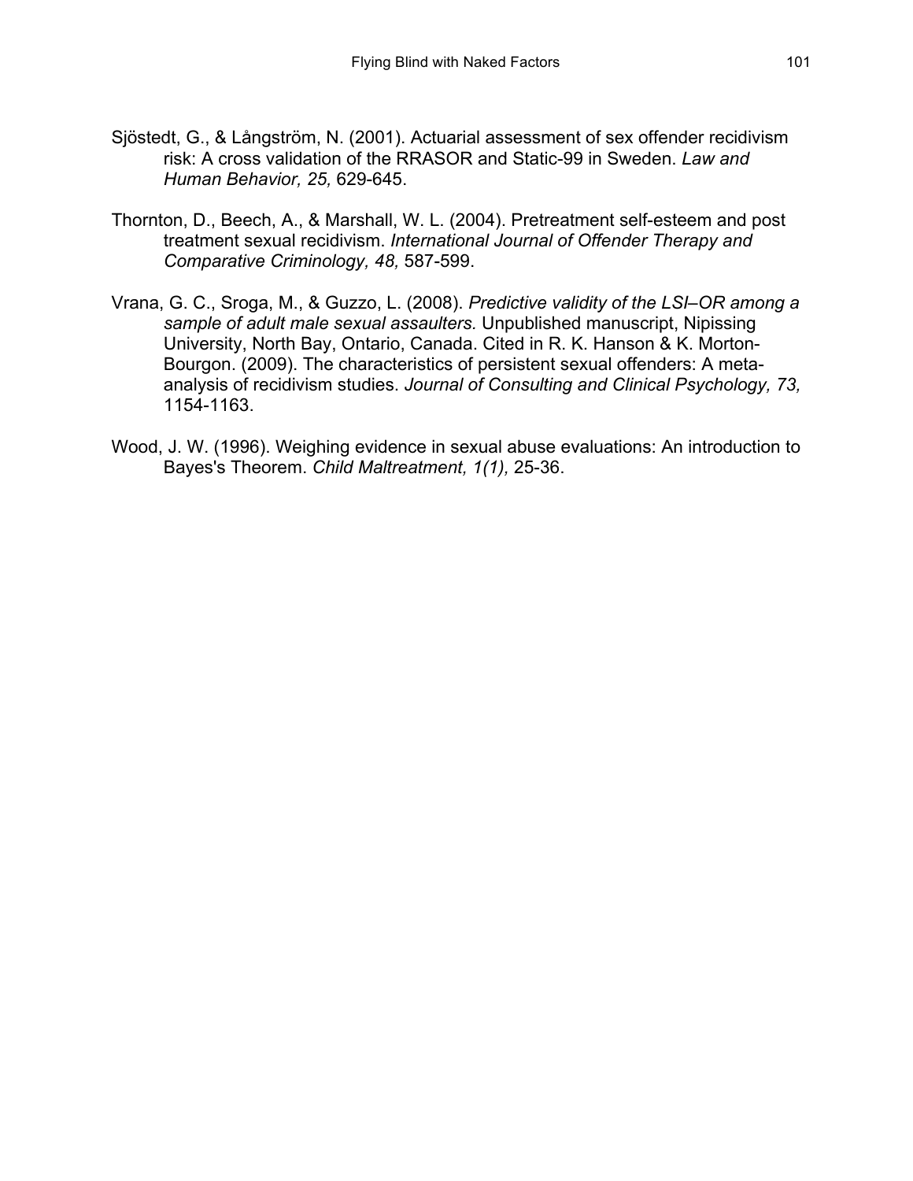Sjöstedt, G., & Långström, N. (2001). Actuarial assessment of sex offender recidivism risk: A cross validation of the RRASOR and Static-99 in Sweden. *Law and Human Behavior, 25,* 629-645.

Thornton, D., Beech, A., & Marshall, W. L. (2004). Pretreatment self-esteem and post treatment sexual recidivism. *International Journal of Offender Therapy and Comparative Criminology, 48,* 587-599.

Vrana, G. C., Sroga, M., & Guzzo, L. (2008). *Predictive validity of the LSI–OR among a sample of adult male sexual assaulters.* Unpublished manuscript, Nipissing University, North Bay, Ontario, Canada. Cited in R. K. Hanson & K. Morton-Bourgon. (2009). The characteristics of persistent sexual offenders: A meta-analysis of recidivism studies. *Journal of Consulting and Clinical Psychology, 73,* 1154-1163.

Wood, J. W. (1996). Weighing evidence in sexual abuse evaluations: An introduction to Bayes's Theorem. *Child Maltreatment, 1(1),* 25-36.